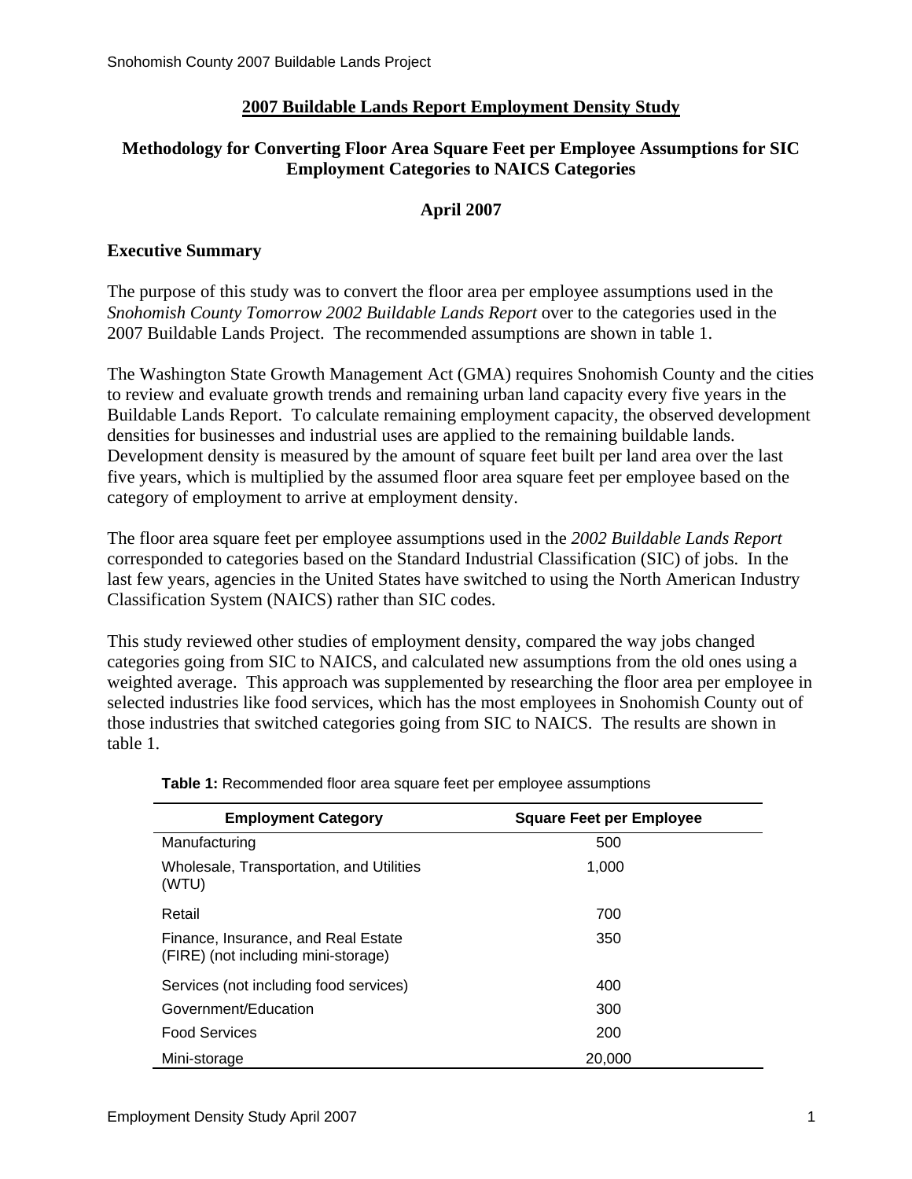## 2007 Buildable Lands Report Employment Density Study

### Methodology for Converting Floor Area Square Feet per Employee Assumptions for SIC Employment Categories to NAICS Categories

**April 2007**

### Executive Summary

The purpose of this study was to convert the floor area per employee assumptions used in the *Snohomish County Tomorrow 2002 Buildable Lands Report* over to the categories used in the 2007 Buildable Lands Project. The recommended assumptions are shown in table 1.

The Washington State Growth Management Act (GMA) requires Snohomish County and the cities to review and evaluate growth trends and remaining urban land capacity every five years in the Buildable Lands Report. To calculate remaining employment capacity, the observed development densities for businesses and industrial uses are applied to the remaining buildable lands. Development density is measured by the amount of square feet built per land area over the last five years, which is multiplied by the assumed floor area square feet per employee based on the category of employment to arrive at employment density.

The floor area square feet per employee assumptions used in the *2002 Buildable Lands Report* corresponded to categories based on the Standard Industrial Classification (SIC) of jobs. In the last few years, agencies in the United States have switched to using the North American Industry Classification System (NAICS) rather than SIC codes.

This study reviewed other studies of employment density, compared the way jobs changed categories going from SIC to NAICS, and calculated new assumptions from the old ones using a weighted average. This approach was supplemented by researching the floor area per employee in selected industries like food services, which has the most employees in Snohomish County out of those industries that switched categories going from SIC to NAICS. The results are shown in table 1.

**Table 1:** Recommended floor area square feet per employee assumptions

| Employment Category | Square Feet per Employee |
|---|---|
| Manufacturing | 500 |
| Wholesale, Transportation, and Utilities (WTU) | 1,000 |
| Retail | 700 |
| Finance, Insurance, and Real Estate (FIRE) (not including mini-storage) | 350 |
| Services (not including food services) | 400 |
| Government/Education | 300 |
| Food Services | 200 |
| Mini-storage | 20,000 |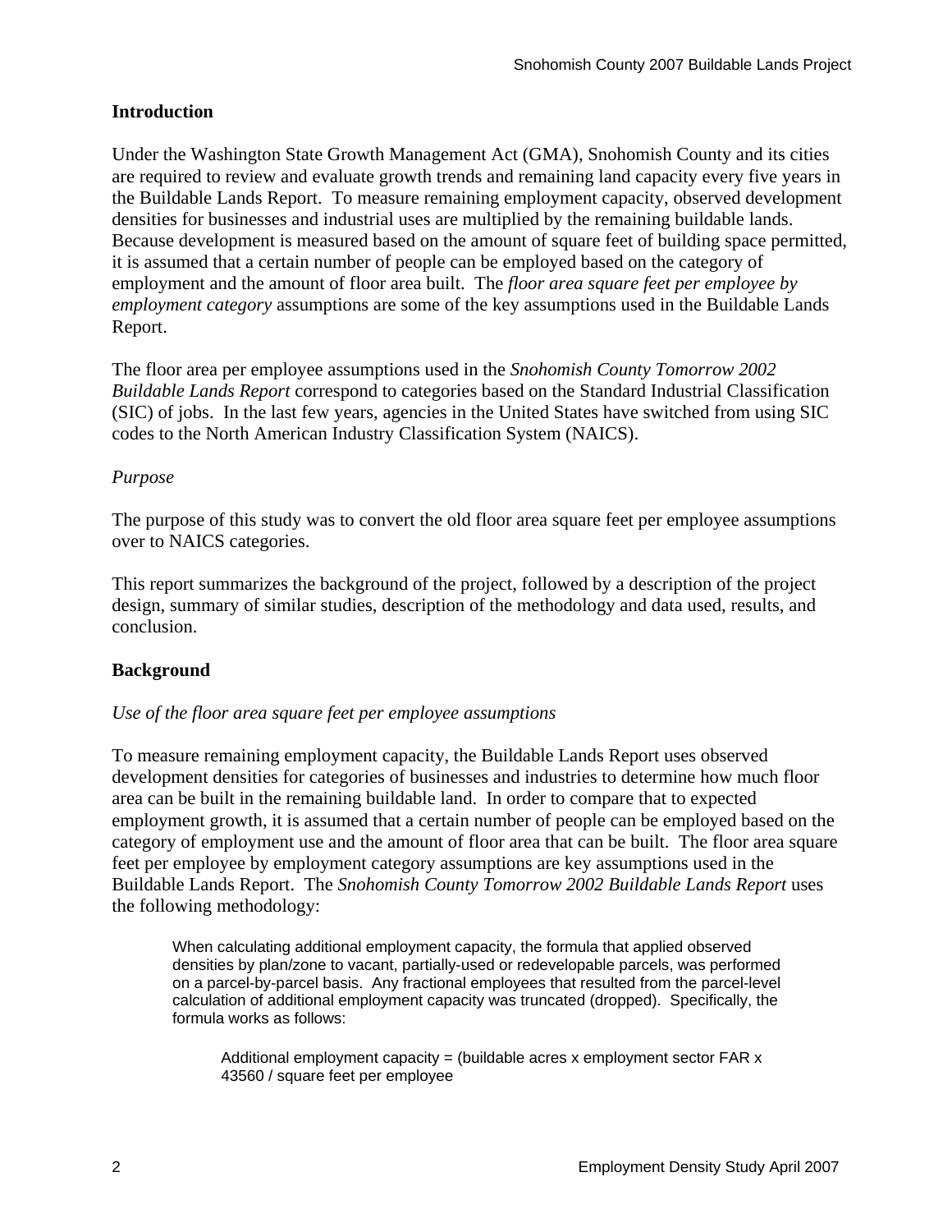## Introduction

Under the Washington State Growth Management Act (GMA), Snohomish County and its cities are required to review and evaluate growth trends and remaining land capacity every five years in the Buildable Lands Report. To measure remaining employment capacity, observed development densities for businesses and industrial uses are multiplied by the remaining buildable lands. Because development is measured based on the amount of square feet of building space permitted, it is assumed that a certain number of people can be employed based on the category of employment and the amount of floor area built. The *floor area square feet per employee by employment category* assumptions are some of the key assumptions used in the Buildable Lands Report.

The floor area per employee assumptions used in the *Snohomish County Tomorrow 2002 Buildable Lands Report* correspond to categories based on the Standard Industrial Classification (SIC) of jobs. In the last few years, agencies in the United States have switched from using SIC codes to the North American Industry Classification System (NAICS).

### *Purpose*

The purpose of this study was to convert the old floor area square feet per employee assumptions over to NAICS categories.

This report summarizes the background of the project, followed by a description of the project design, summary of similar studies, description of the methodology and data used, results, and conclusion.

## Background

### *Use of the floor area square feet per employee assumptions*

To measure remaining employment capacity, the Buildable Lands Report uses observed development densities for categories of businesses and industries to determine how much floor area can be built in the remaining buildable land. In order to compare that to expected employment growth, it is assumed that a certain number of people can be employed based on the category of employment use and the amount of floor area that can be built. The floor area square feet per employee by employment category assumptions are key assumptions used in the Buildable Lands Report. The *Snohomish County Tomorrow 2002 Buildable Lands Report* uses the following methodology:

> When calculating additional employment capacity, the formula that applied observed densities by plan/zone to vacant, partially-used or redevelopable parcels, was performed on a parcel-by-parcel basis. Any fractional employees that resulted from the parcel-level calculation of additional employment capacity was truncated (dropped). Specifically, the formula works as follows:
>
> > Additional employment capacity = (buildable acres x employment sector FAR x 43560 / square feet per employee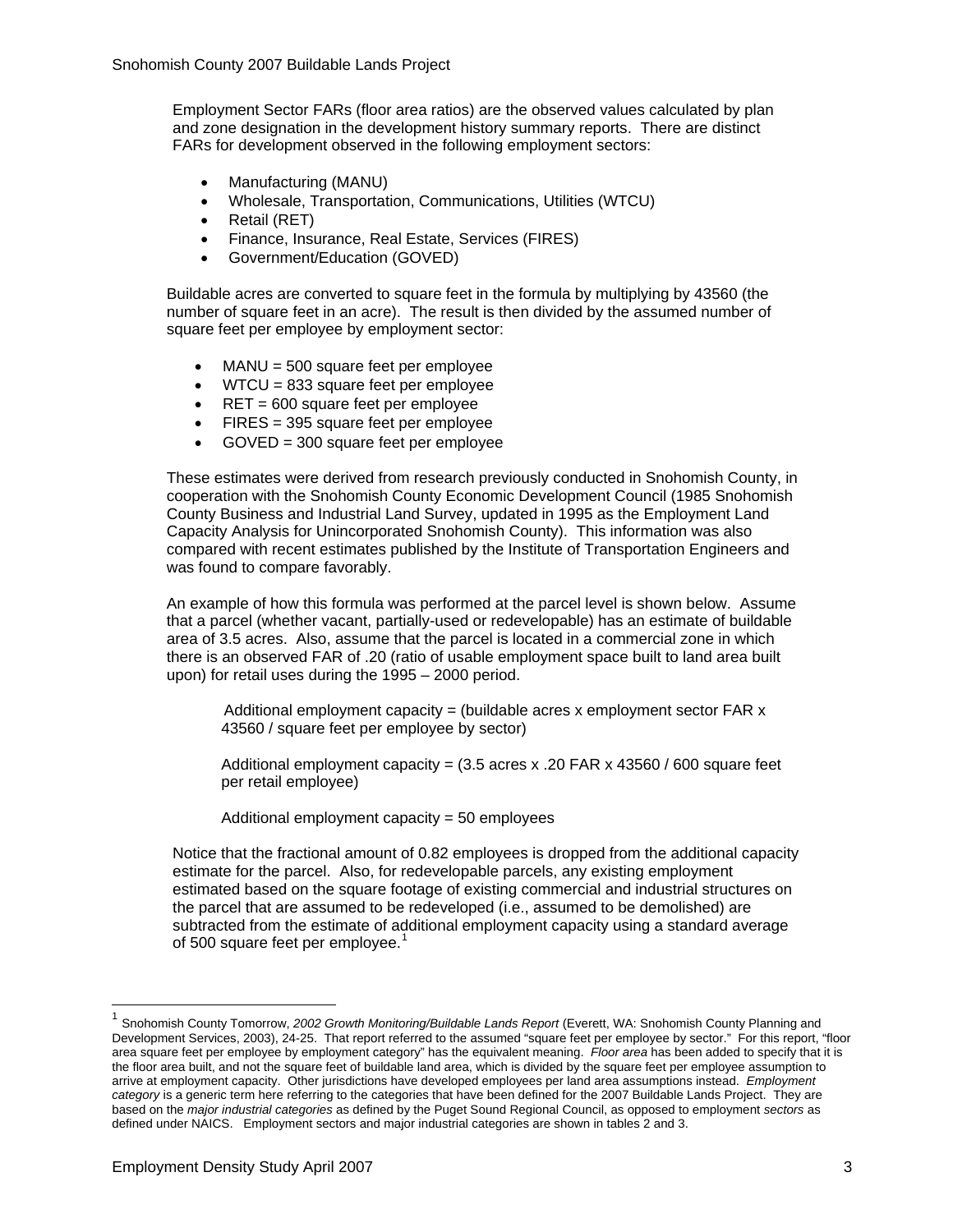Employment Sector FARs (floor area ratios) are the observed values calculated by plan and zone designation in the development history summary reports. There are distinct FARs for development observed in the following employment sectors:

- Manufacturing (MANU)
- Wholesale, Transportation, Communications, Utilities (WTCU)
- Retail (RET)
- Finance, Insurance, Real Estate, Services (FIRES)
- Government/Education (GOVED)

Buildable acres are converted to square feet in the formula by multiplying by 43560 (the number of square feet in an acre). The result is then divided by the assumed number of square feet per employee by employment sector:

- MANU = 500 square feet per employee
- WTCU = 833 square feet per employee
- RET = 600 square feet per employee
- FIRES = 395 square feet per employee
- GOVED = 300 square feet per employee

These estimates were derived from research previously conducted in Snohomish County, in cooperation with the Snohomish County Economic Development Council (1985 Snohomish County Business and Industrial Land Survey, updated in 1995 as the Employment Land Capacity Analysis for Unincorporated Snohomish County). This information was also compared with recent estimates published by the Institute of Transportation Engineers and was found to compare favorably.

An example of how this formula was performed at the parcel level is shown below. Assume that a parcel (whether vacant, partially-used or redevelopable) has an estimate of buildable area of 3.5 acres. Also, assume that the parcel is located in a commercial zone in which there is an observed FAR of .20 (ratio of usable employment space built to land area built upon) for retail uses during the 1995 – 2000 period.

Additional employment capacity = (buildable acres x employment sector FAR x 43560 / square feet per employee by sector)

Additional employment capacity = (3.5 acres x .20 FAR x 43560 / 600 square feet per retail employee)

Additional employment capacity = 50 employees

Notice that the fractional amount of 0.82 employees is dropped from the additional capacity estimate for the parcel. Also, for redevelopable parcels, any existing employment estimated based on the square footage of existing commercial and industrial structures on the parcel that are assumed to be redeveloped (i.e., assumed to be demolished) are subtracted from the estimate of additional employment capacity using a standard average of 500 square feet per employee.[1]

---

[1] Snohomish County Tomorrow, *2002 Growth Monitoring/Buildable Lands Report* (Everett, WA: Snohomish County Planning and Development Services, 2003), 24-25. That report referred to the assumed "square feet per employee by sector." For this report, "floor area square feet per employee by employment category" has the equivalent meaning. *Floor area* has been added to specify that it is the floor area built, and not the square feet of buildable land area, which is divided by the square feet per employee assumption to arrive at employment capacity. Other jurisdictions have developed employees per land area assumptions instead. *Employment category* is a generic term here referring to the categories that have been defined for the 2007 Buildable Lands Project. They are based on the *major industrial categories* as defined by the Puget Sound Regional Council, as opposed to employment *sectors* as defined under NAICS. Employment sectors and major industrial categories are shown in tables 2 and 3.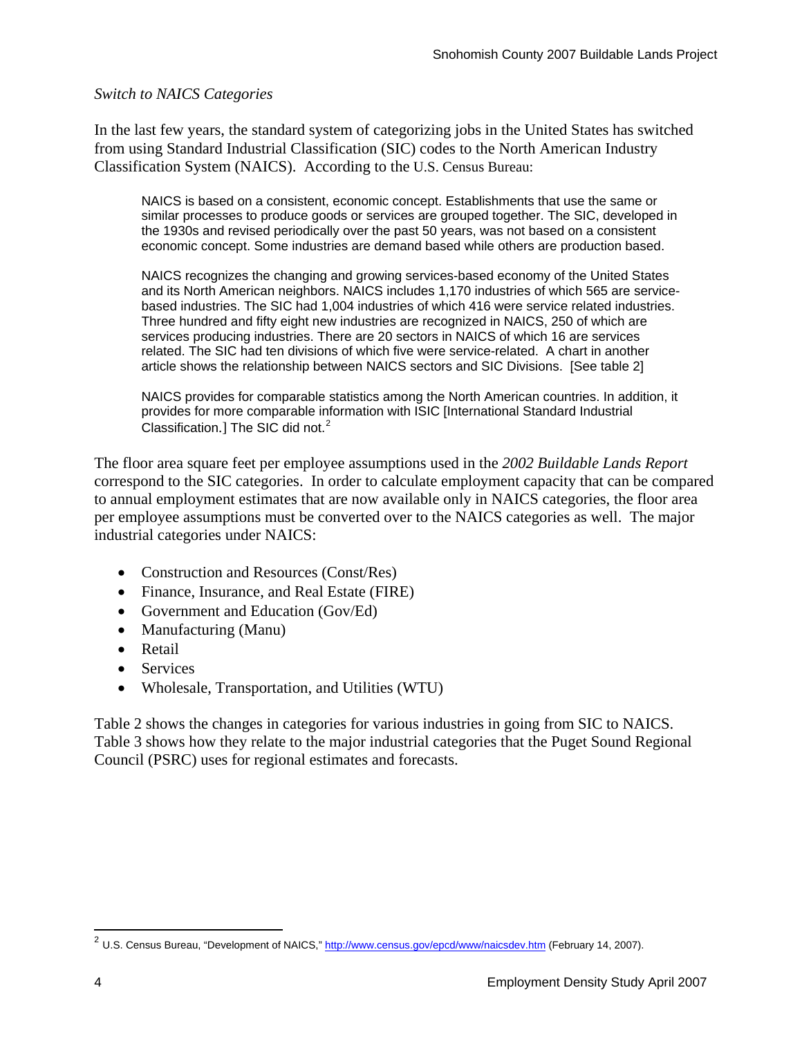*Switch to NAICS Categories*

In the last few years, the standard system of categorizing jobs in the United States has switched from using Standard Industrial Classification (SIC) codes to the North American Industry Classification System (NAICS). According to the U.S. Census Bureau:

> NAICS is based on a consistent, economic concept. Establishments that use the same or similar processes to produce goods or services are grouped together. The SIC, developed in the 1930s and revised periodically over the past 50 years, was not based on a consistent economic concept. Some industries are demand based while others are production based.
>
> NAICS recognizes the changing and growing services-based economy of the United States and its North American neighbors. NAICS includes 1,170 industries of which 565 are service-based industries. The SIC had 1,004 industries of which 416 were service related industries. Three hundred and fifty eight new industries are recognized in NAICS, 250 of which are services producing industries. There are 20 sectors in NAICS of which 16 are services related. The SIC had ten divisions of which five were service-related. A chart in another article shows the relationship between NAICS sectors and SIC Divisions. [See table 2]
>
> NAICS provides for comparable statistics among the North American countries. In addition, it provides for more comparable information with ISIC [International Standard Industrial Classification.] The SIC did not.[2]

The floor area square feet per employee assumptions used in the *2002 Buildable Lands Report* correspond to the SIC categories. In order to calculate employment capacity that can be compared to annual employment estimates that are now available only in NAICS categories, the floor area per employee assumptions must be converted over to the NAICS categories as well. The major industrial categories under NAICS:

- Construction and Resources (Const/Res)
- Finance, Insurance, and Real Estate (FIRE)
- Government and Education (Gov/Ed)
- Manufacturing (Manu)
- Retail
- Services
- Wholesale, Transportation, and Utilities (WTU)

Table 2 shows the changes in categories for various industries in going from SIC to NAICS. Table 3 shows how they relate to the major industrial categories that the Puget Sound Regional Council (PSRC) uses for regional estimates and forecasts.

---

[2] U.S. Census Bureau, "Development of NAICS," http://www.census.gov/epcd/www/naicsdev.htm (February 14, 2007).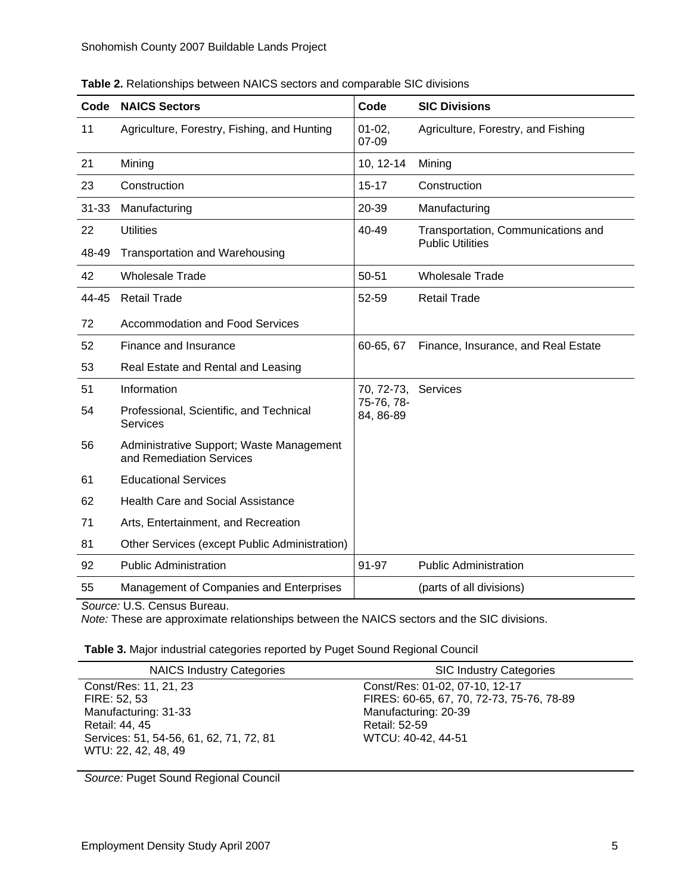**Table 2.** Relationships between NAICS sectors and comparable SIC divisions

| Code | NAICS Sectors | Code | SIC Divisions |
|---|---|---|---|
| 11 | Agriculture, Forestry, Fishing, and Hunting | 01-02, 07-09 | Agriculture, Forestry, and Fishing |
| 21 | Mining | 10, 12-14 | Mining |
| 23 | Construction | 15-17 | Construction |
| 31-33 | Manufacturing | 20-39 | Manufacturing |
| 22 | Utilities | 40-49 | Transportation, Communications and Public Utilities |
| 48-49 | Transportation and Warehousing | | |
| 42 | Wholesale Trade | 50-51 | Wholesale Trade |
| 44-45 | Retail Trade | 52-59 | Retail Trade |
| 72 | Accommodation and Food Services | | |
| 52 | Finance and Insurance | 60-65, 67 | Finance, Insurance, and Real Estate |
| 53 | Real Estate and Rental and Leasing | | |
| 51 | Information | 70, 72-73, 75-76, 78-84, 86-89 | Services |
| 54 | Professional, Scientific, and Technical Services | | |
| 56 | Administrative Support; Waste Management and Remediation Services | | |
| 61 | Educational Services | | |
| 62 | Health Care and Social Assistance | | |
| 71 | Arts, Entertainment, and Recreation | | |
| 81 | Other Services (except Public Administration) | | |
| 92 | Public Administration | 91-97 | Public Administration |
| 55 | Management of Companies and Enterprises | | (parts of all divisions) |

*Source:* U.S. Census Bureau.
*Note:* These are approximate relationships between the NAICS sectors and the SIC divisions.

**Table 3.** Major industrial categories reported by Puget Sound Regional Council

| NAICS Industry Categories | SIC Industry Categories |
|---|---|
| Const/Res: 11, 21, 23 | Const/Res: 01-02, 07-10, 12-17 |
| FIRE: 52, 53 | FIRES: 60-65, 67, 70, 72-73, 75-76, 78-89 |
| Manufacturing: 31-33 | Manufacturing: 20-39 |
| Retail: 44, 45 | Retail: 52-59 |
| Services: 51, 54-56, 61, 62, 71, 72, 81 | WTCU: 40-42, 44-51 |
| WTU: 22, 42, 48, 49 | |

*Source:* Puget Sound Regional Council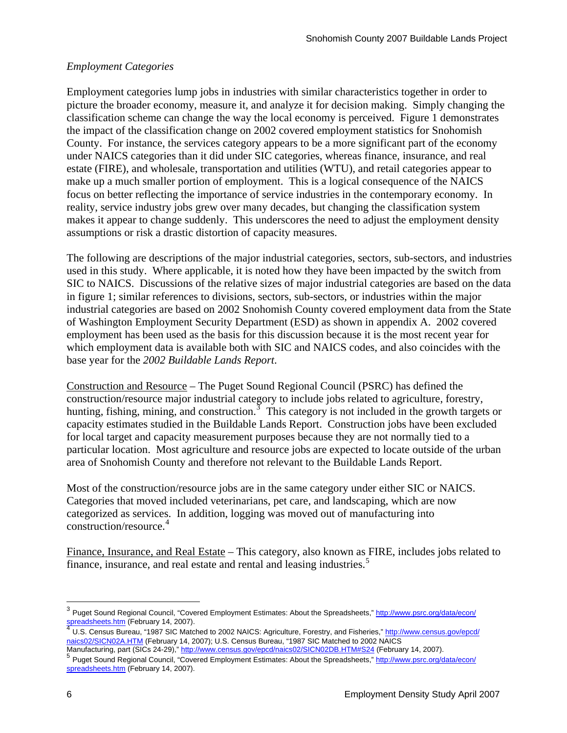*Employment Categories*

Employment categories lump jobs in industries with similar characteristics together in order to picture the broader economy, measure it, and analyze it for decision making. Simply changing the classification scheme can change the way the local economy is perceived. Figure 1 demonstrates the impact of the classification change on 2002 covered employment statistics for Snohomish County. For instance, the services category appears to be a more significant part of the economy under NAICS categories than it did under SIC categories, whereas finance, insurance, and real estate (FIRE), and wholesale, transportation and utilities (WTU), and retail categories appear to make up a much smaller portion of employment. This is a logical consequence of the NAICS focus on better reflecting the importance of service industries in the contemporary economy. In reality, service industry jobs grew over many decades, but changing the classification system makes it appear to change suddenly. This underscores the need to adjust the employment density assumptions or risk a drastic distortion of capacity measures.

The following are descriptions of the major industrial categories, sectors, sub-sectors, and industries used in this study. Where applicable, it is noted how they have been impacted by the switch from SIC to NAICS. Discussions of the relative sizes of major industrial categories are based on the data in figure 1; similar references to divisions, sectors, sub-sectors, or industries within the major industrial categories are based on 2002 Snohomish County covered employment data from the State of Washington Employment Security Department (ESD) as shown in appendix A. 2002 covered employment has been used as the basis for this discussion because it is the most recent year for which employment data is available both with SIC and NAICS codes, and also coincides with the base year for the *2002 Buildable Lands Report*.

<u>Construction and Resource</u> – The Puget Sound Regional Council (PSRC) has defined the construction/resource major industrial category to include jobs related to agriculture, forestry, hunting, fishing, mining, and construction.[3] This category is not included in the growth targets or capacity estimates studied in the Buildable Lands Report. Construction jobs have been excluded for local target and capacity measurement purposes because they are not normally tied to a particular location. Most agriculture and resource jobs are expected to locate outside of the urban area of Snohomish County and therefore not relevant to the Buildable Lands Report.

Most of the construction/resource jobs are in the same category under either SIC or NAICS. Categories that moved included veterinarians, pet care, and landscaping, which are now categorized as services. In addition, logging was moved out of manufacturing into construction/resource.[4]

<u>Finance, Insurance, and Real Estate</u> – This category, also known as FIRE, includes jobs related to finance, insurance, and real estate and rental and leasing industries.[5]

---

[3] Puget Sound Regional Council, "Covered Employment Estimates: About the Spreadsheets," http://www.psrc.org/data/econ/spreadsheets.htm (February 14, 2007).

[4] U.S. Census Bureau, "1987 SIC Matched to 2002 NAICS: Agriculture, Forestry, and Fisheries," http://www.census.gov/epcd/naics02/SICN02A.HTM (February 14, 2007); U.S. Census Bureau, "1987 SIC Matched to 2002 NAICS Manufacturing, part (SICs 24-29)," http://www.census.gov/epcd/naics02/SICN02DB.HTM#S24 (February 14, 2007).

[5] Puget Sound Regional Council, "Covered Employment Estimates: About the Spreadsheets," http://www.psrc.org/data/econ/spreadsheets.htm (February 14, 2007).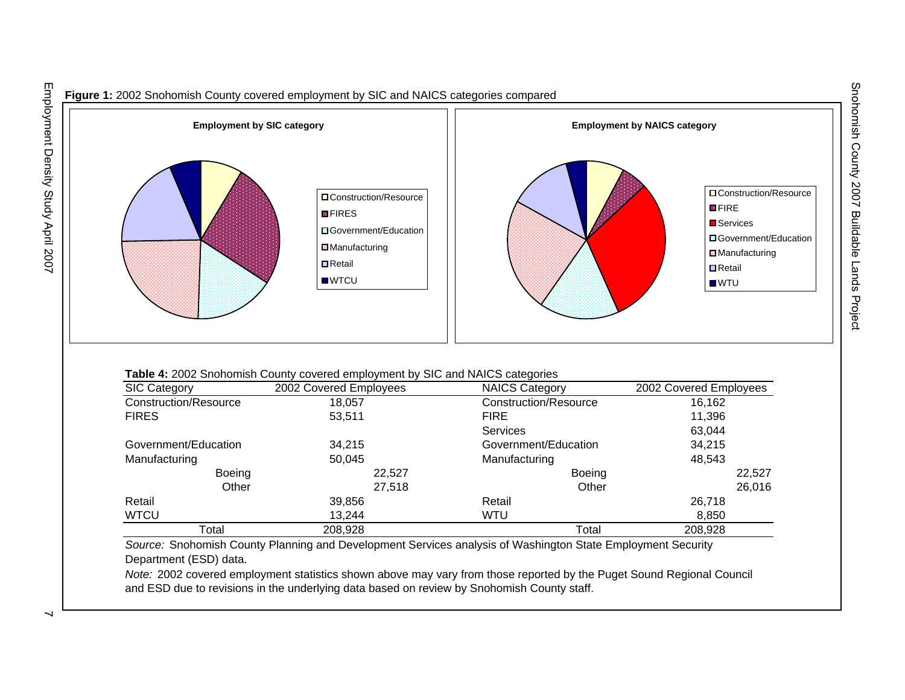**Figure 1:** 2002 Snohomish County covered employment by SIC and NAICS categories compared

**Employment by SIC category**

- Construction/Resource
- FIRES
- Government/Education
- Manufacturing
- Retail
- WTCU

**Employment by NAICS category**

- Construction/Resource
- FIRE
- Services
- Government/Education
- Manufacturing
- Retail
- WTU

**Table 4:** 2002 Snohomish County covered employment by SIC and NAICS categories

| SIC Category | 2002 Covered Employees | | NAICS Category | 2002 Covered Employees | |
|---|---|---|---|---|---|
| Construction/Resource | 18,057 | | Construction/Resource | 16,162 | |
| FIRES | 53,511 | | FIRE | 11,396 | |
| | | | Services | 63,044 | |
| Government/Education | 34,215 | | Government/Education | 34,215 | |
| Manufacturing | 50,045 | | Manufacturing | 48,543 | |
| Boeing | | 22,527 | Boeing | | 22,527 |
| Other | | 27,518 | Other | | 26,016 |
| Retail | 39,856 | | Retail | 26,718 | |
| WTCU | 13,244 | | WTU | 8,850 | |
| Total | 208,928 | | Total | 208,928 | |

*Source:* Snohomish County Planning and Development Services analysis of Washington State Employment Security Department (ESD) data.

*Note:* 2002 covered employment statistics shown above may vary from those reported by the Puget Sound Regional Council and ESD due to revisions in the underlying data based on review by Snohomish County staff.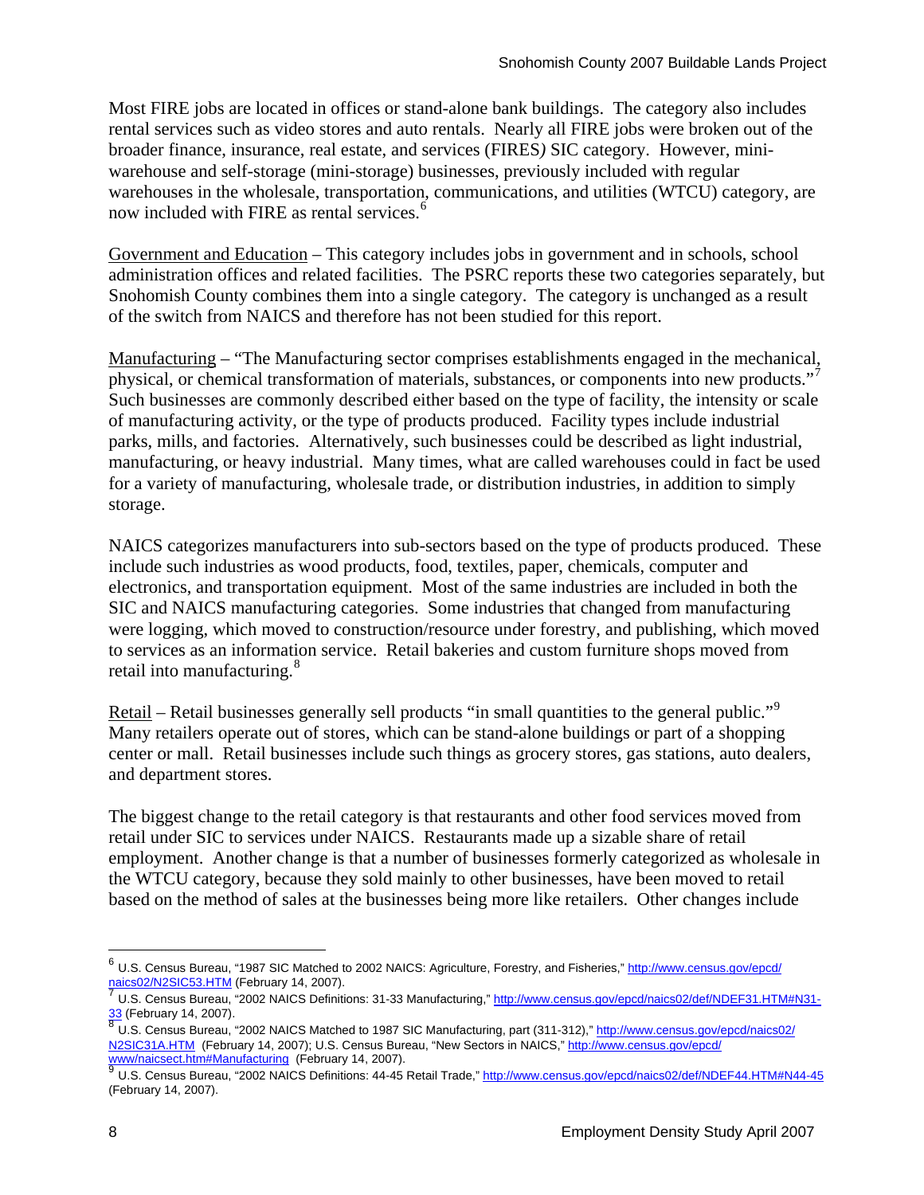Most FIRE jobs are located in offices or stand-alone bank buildings. The category also includes rental services such as video stores and auto rentals. Nearly all FIRE jobs were broken out of the broader finance, insurance, real estate, and services (FIRES*)* SIC category. However, mini-warehouse and self-storage (mini-storage) businesses, previously included with regular warehouses in the wholesale, transportation, communications, and utilities (WTCU) category, are now included with FIRE as rental services.[6]

Government and Education – This category includes jobs in government and in schools, school administration offices and related facilities. The PSRC reports these two categories separately, but Snohomish County combines them into a single category. The category is unchanged as a result of the switch from NAICS and therefore has not been studied for this report.

Manufacturing – "The Manufacturing sector comprises establishments engaged in the mechanical, physical, or chemical transformation of materials, substances, or components into new products."[7] Such businesses are commonly described either based on the type of facility, the intensity or scale of manufacturing activity, or the type of products produced. Facility types include industrial parks, mills, and factories. Alternatively, such businesses could be described as light industrial, manufacturing, or heavy industrial. Many times, what are called warehouses could in fact be used for a variety of manufacturing, wholesale trade, or distribution industries, in addition to simply storage.

NAICS categorizes manufacturers into sub-sectors based on the type of products produced. These include such industries as wood products, food, textiles, paper, chemicals, computer and electronics, and transportation equipment. Most of the same industries are included in both the SIC and NAICS manufacturing categories. Some industries that changed from manufacturing were logging, which moved to construction/resource under forestry, and publishing, which moved to services as an information service. Retail bakeries and custom furniture shops moved from retail into manufacturing.[8]

Retail – Retail businesses generally sell products "in small quantities to the general public."[9] Many retailers operate out of stores, which can be stand-alone buildings or part of a shopping center or mall. Retail businesses include such things as grocery stores, gas stations, auto dealers, and department stores.

The biggest change to the retail category is that restaurants and other food services moved from retail under SIC to services under NAICS. Restaurants made up a sizable share of retail employment. Another change is that a number of businesses formerly categorized as wholesale in the WTCU category, because they sold mainly to other businesses, have been moved to retail based on the method of sales at the businesses being more like retailers. Other changes include

---

[6] U.S. Census Bureau, "1987 SIC Matched to 2002 NAICS: Agriculture, Forestry, and Fisheries," http://www.census.gov/epcd/naics02/N2SIC53.HTM (February 14, 2007).

[7] U.S. Census Bureau, "2002 NAICS Definitions: 31-33 Manufacturing," http://www.census.gov/epcd/naics02/def/NDEF31.HTM#N31-33 (February 14, 2007).

[8] U.S. Census Bureau, "2002 NAICS Matched to 1987 SIC Manufacturing, part (311-312)," http://www.census.gov/epcd/naics02/N2SIC31A.HTM (February 14, 2007); U.S. Census Bureau, "New Sectors in NAICS," http://www.census.gov/epcd/www/naicsect.htm#Manufacturing (February 14, 2007).

[9] U.S. Census Bureau, "2002 NAICS Definitions: 44-45 Retail Trade," http://www.census.gov/epcd/naics02/def/NDEF44.HTM#N44-45 (February 14, 2007).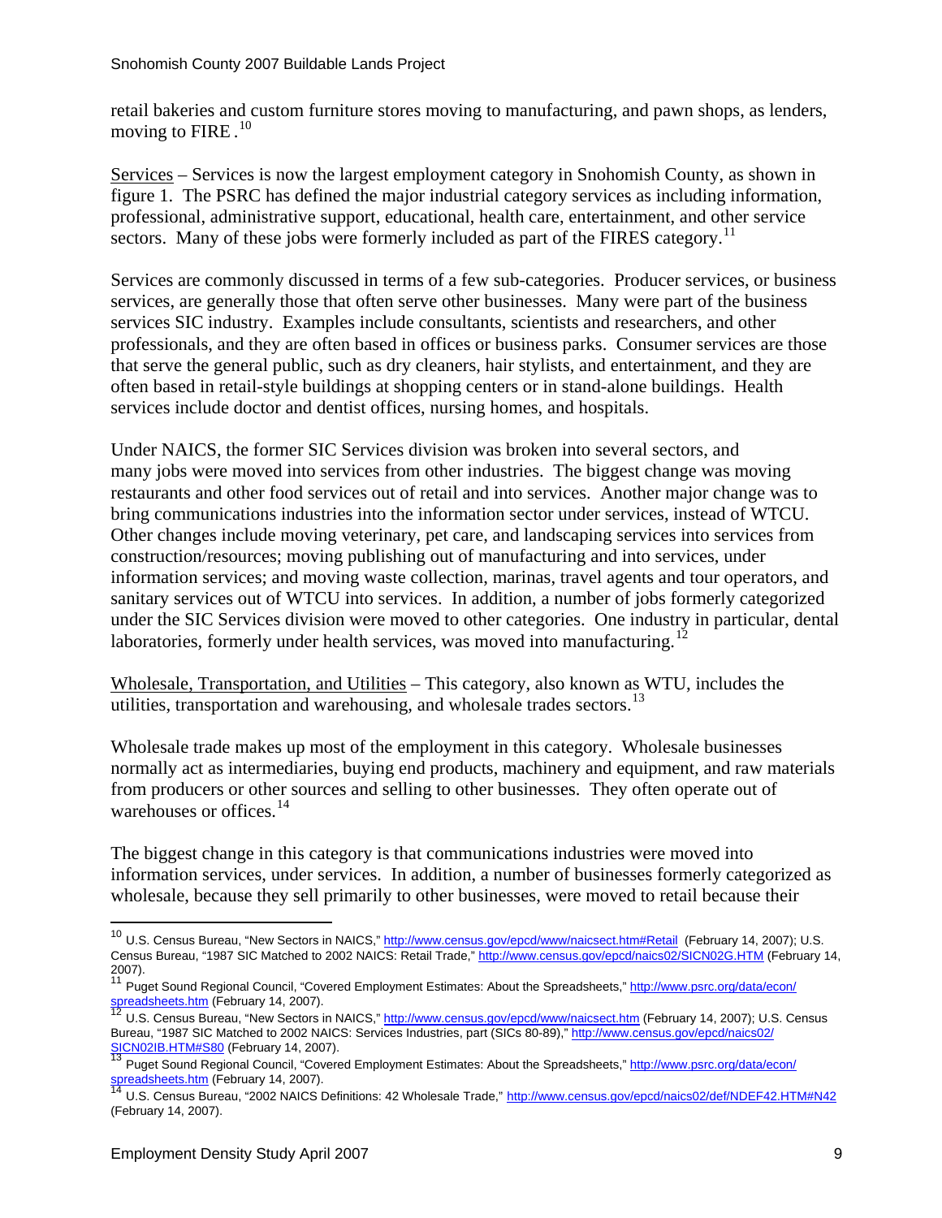retail bakeries and custom furniture stores moving to manufacturing, and pawn shops, as lenders, moving to FIRE.[10]

Services – Services is now the largest employment category in Snohomish County, as shown in figure 1. The PSRC has defined the major industrial category services as including information, professional, administrative support, educational, health care, entertainment, and other service sectors. Many of these jobs were formerly included as part of the FIRES category.[11]

Services are commonly discussed in terms of a few sub-categories. Producer services, or business services, are generally those that often serve other businesses. Many were part of the business services SIC industry. Examples include consultants, scientists and researchers, and other professionals, and they are often based in offices or business parks. Consumer services are those that serve the general public, such as dry cleaners, hair stylists, and entertainment, and they are often based in retail-style buildings at shopping centers or in stand-alone buildings. Health services include doctor and dentist offices, nursing homes, and hospitals.

Under NAICS, the former SIC Services division was broken into several sectors, and many jobs were moved into services from other industries. The biggest change was moving restaurants and other food services out of retail and into services. Another major change was to bring communications industries into the information sector under services, instead of WTCU. Other changes include moving veterinary, pet care, and landscaping services into services from construction/resources; moving publishing out of manufacturing and into services, under information services; and moving waste collection, marinas, travel agents and tour operators, and sanitary services out of WTCU into services. In addition, a number of jobs formerly categorized under the SIC Services division were moved to other categories. One industry in particular, dental laboratories, formerly under health services, was moved into manufacturing.[12]

Wholesale, Transportation, and Utilities – This category, also known as WTU, includes the utilities, transportation and warehousing, and wholesale trades sectors.[13]

Wholesale trade makes up most of the employment in this category. Wholesale businesses normally act as intermediaries, buying end products, machinery and equipment, and raw materials from producers or other sources and selling to other businesses. They often operate out of warehouses or offices.[14]

The biggest change in this category is that communications industries were moved into information services, under services. In addition, a number of businesses formerly categorized as wholesale, because they sell primarily to other businesses, were moved to retail because their

---

[10] U.S. Census Bureau, "New Sectors in NAICS," http://www.census.gov/epcd/www/naicsect.htm#Retail (February 14, 2007); U.S. Census Bureau, "1987 SIC Matched to 2002 NAICS: Retail Trade," http://www.census.gov/epcd/naics02/SICN02G.HTM (February 14, 2007).

[11] Puget Sound Regional Council, "Covered Employment Estimates: About the Spreadsheets," http://www.psrc.org/data/econ/spreadsheets.htm (February 14, 2007).

[12] U.S. Census Bureau, "New Sectors in NAICS," http://www.census.gov/epcd/www/naicsect.htm (February 14, 2007); U.S. Census Bureau, "1987 SIC Matched to 2002 NAICS: Services Industries, part (SICs 80-89)," http://www.census.gov/epcd/naics02/SICN02IB.HTM#S80 (February 14, 2007).

[13] Puget Sound Regional Council, "Covered Employment Estimates: About the Spreadsheets," http://www.psrc.org/data/econ/spreadsheets.htm (February 14, 2007).

[14] U.S. Census Bureau, "2002 NAICS Definitions: 42 Wholesale Trade," http://www.census.gov/epcd/naics02/def/NDEF42.HTM#N42 (February 14, 2007).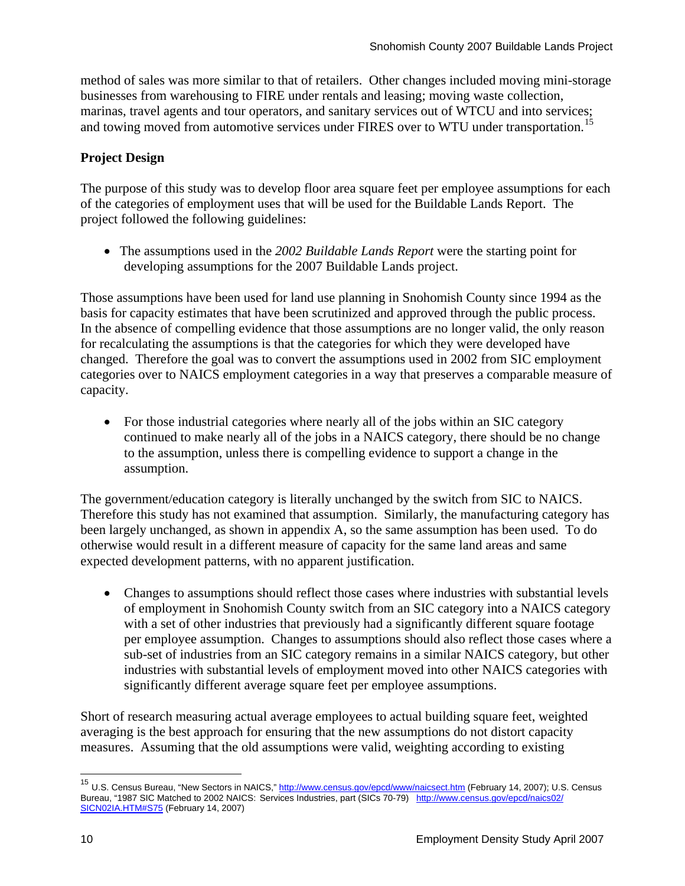method of sales was more similar to that of retailers. Other changes included moving mini-storage businesses from warehousing to FIRE under rentals and leasing; moving waste collection, marinas, travel agents and tour operators, and sanitary services out of WTCU and into services; and towing moved from automotive services under FIRES over to WTU under transportation.[15]

## Project Design

The purpose of this study was to develop floor area square feet per employee assumptions for each of the categories of employment uses that will be used for the Buildable Lands Report. The project followed the following guidelines:

- The assumptions used in the *2002 Buildable Lands Report* were the starting point for developing assumptions for the 2007 Buildable Lands project.

Those assumptions have been used for land use planning in Snohomish County since 1994 as the basis for capacity estimates that have been scrutinized and approved through the public process. In the absence of compelling evidence that those assumptions are no longer valid, the only reason for recalculating the assumptions is that the categories for which they were developed have changed. Therefore the goal was to convert the assumptions used in 2002 from SIC employment categories over to NAICS employment categories in a way that preserves a comparable measure of capacity.

- For those industrial categories where nearly all of the jobs within an SIC category continued to make nearly all of the jobs in a NAICS category, there should be no change to the assumption, unless there is compelling evidence to support a change in the assumption.

The government/education category is literally unchanged by the switch from SIC to NAICS. Therefore this study has not examined that assumption. Similarly, the manufacturing category has been largely unchanged, as shown in appendix A, so the same assumption has been used. To do otherwise would result in a different measure of capacity for the same land areas and same expected development patterns, with no apparent justification.

- Changes to assumptions should reflect those cases where industries with substantial levels of employment in Snohomish County switch from an SIC category into a NAICS category with a set of other industries that previously had a significantly different square footage per employee assumption. Changes to assumptions should also reflect those cases where a sub-set of industries from an SIC category remains in a similar NAICS category, but other industries with substantial levels of employment moved into other NAICS categories with significantly different average square feet per employee assumptions.

Short of research measuring actual average employees to actual building square feet, weighted averaging is the best approach for ensuring that the new assumptions do not distort capacity measures. Assuming that the old assumptions were valid, weighting according to existing

---

[15] U.S. Census Bureau, "New Sectors in NAICS," http://www.census.gov/epcd/www/naicsect.htm (February 14, 2007); U.S. Census Bureau, "1987 SIC Matched to 2002 NAICS: Services Industries, part (SICs 70-79) http://www.census.gov/epcd/naics02/SICN02IA.HTM#S75 (February 14, 2007)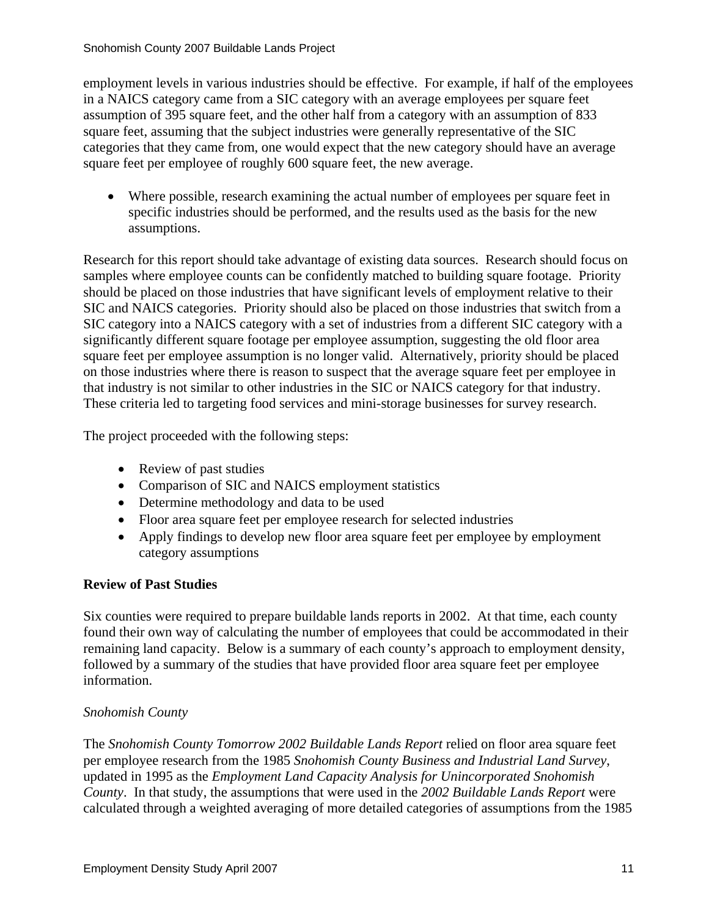employment levels in various industries should be effective. For example, if half of the employees in a NAICS category came from a SIC category with an average employees per square feet assumption of 395 square feet, and the other half from a category with an assumption of 833 square feet, assuming that the subject industries were generally representative of the SIC categories that they came from, one would expect that the new category should have an average square feet per employee of roughly 600 square feet, the new average.

- Where possible, research examining the actual number of employees per square feet in specific industries should be performed, and the results used as the basis for the new assumptions.

Research for this report should take advantage of existing data sources. Research should focus on samples where employee counts can be confidently matched to building square footage. Priority should be placed on those industries that have significant levels of employment relative to their SIC and NAICS categories. Priority should also be placed on those industries that switch from a SIC category into a NAICS category with a set of industries from a different SIC category with a significantly different square footage per employee assumption, suggesting the old floor area square feet per employee assumption is no longer valid. Alternatively, priority should be placed on those industries where there is reason to suspect that the average square feet per employee in that industry is not similar to other industries in the SIC or NAICS category for that industry. These criteria led to targeting food services and mini-storage businesses for survey research.

The project proceeded with the following steps:

- Review of past studies
- Comparison of SIC and NAICS employment statistics
- Determine methodology and data to be used
- Floor area square feet per employee research for selected industries
- Apply findings to develop new floor area square feet per employee by employment category assumptions

## Review of Past Studies

Six counties were required to prepare buildable lands reports in 2002. At that time, each county found their own way of calculating the number of employees that could be accommodated in their remaining land capacity. Below is a summary of each county's approach to employment density, followed by a summary of the studies that have provided floor area square feet per employee information.

### *Snohomish County*

The *Snohomish County Tomorrow 2002 Buildable Lands Report* relied on floor area square feet per employee research from the 1985 *Snohomish County Business and Industrial Land Survey*, updated in 1995 as the *Employment Land Capacity Analysis for Unincorporated Snohomish County*. In that study, the assumptions that were used in the *2002 Buildable Lands Report* were calculated through a weighted averaging of more detailed categories of assumptions from the 1985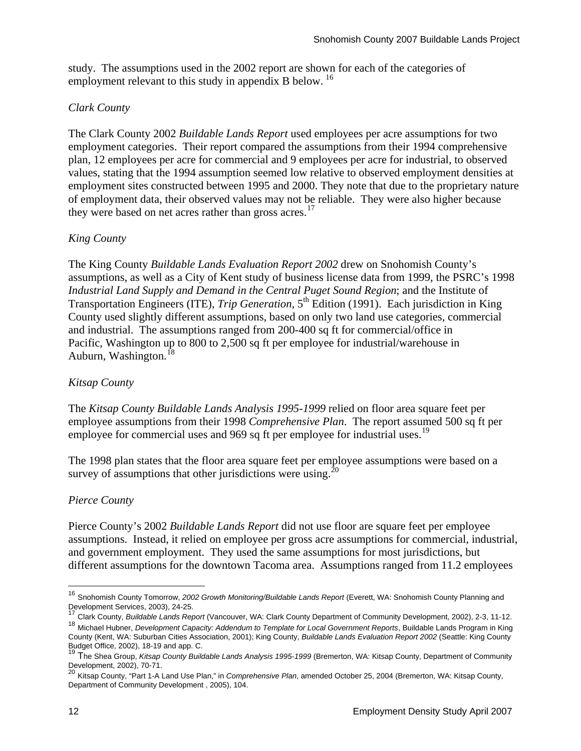study. The assumptions used in the 2002 report are shown for each of the categories of employment relevant to this study in appendix B below. [16]

### *Clark County*

The Clark County 2002 *Buildable Lands Report* used employees per acre assumptions for two employment categories. Their report compared the assumptions from their 1994 comprehensive plan, 12 employees per acre for commercial and 9 employees per acre for industrial, to observed values, stating that the 1994 assumption seemed low relative to observed employment densities at employment sites constructed between 1995 and 2000. They note that due to the proprietary nature of employment data, their observed values may not be reliable. They were also higher because they were based on net acres rather than gross acres.[17]

### *King County*

The King County *Buildable Lands Evaluation Report 2002* drew on Snohomish County's assumptions, as well as a City of Kent study of business license data from 1999, the PSRC's 1998 *Industrial Land Supply and Demand in the Central Puget Sound Region*; and the Institute of Transportation Engineers (ITE), *Trip Generation*, 5th Edition (1991). Each jurisdiction in King County used slightly different assumptions, based on only two land use categories, commercial and industrial. The assumptions ranged from 200-400 sq ft for commercial/office in Pacific, Washington up to 800 to 2,500 sq ft per employee for industrial/warehouse in Auburn, Washington.[18]

### *Kitsap County*

The *Kitsap County Buildable Lands Analysis 1995-1999* relied on floor area square feet per employee assumptions from their 1998 *Comprehensive Plan*. The report assumed 500 sq ft per employee for commercial uses and 969 sq ft per employee for industrial uses.[19]

The 1998 plan states that the floor area square feet per employee assumptions were based on a survey of assumptions that other jurisdictions were using.[20]

### *Pierce County*

Pierce County's 2002 *Buildable Lands Report* did not use floor are square feet per employee assumptions. Instead, it relied on employee per gross acre assumptions for commercial, industrial, and government employment. They used the same assumptions for most jurisdictions, but different assumptions for the downtown Tacoma area. Assumptions ranged from 11.2 employees

---

[16] Snohomish County Tomorrow, *2002 Growth Monitoring/Buildable Lands Report* (Everett, WA: Snohomish County Planning and Development Services, 2003), 24-25.

[17] Clark County, *Buildable Lands Report* (Vancouver, WA: Clark County Department of Community Development, 2002), 2-3, 11-12.

[18] Michael Hubner, *Development Capacity: Addendum to Template for Local Government Reports*, Buildable Lands Program in King County (Kent, WA: Suburban Cities Association, 2001); King County, *Buildable Lands Evaluation Report 2002* (Seattle: King County Budget Office, 2002), 18-19 and app. C.

[19] The Shea Group, *Kitsap County Buildable Lands Analysis 1995-1999* (Bremerton, WA: Kitsap County, Department of Community Development, 2002), 70-71.

[20] Kitsap County, "Part 1-A Land Use Plan," in *Comprehensive Plan*, amended October 25, 2004 (Bremerton, WA: Kitsap County, Department of Community Development , 2005), 104.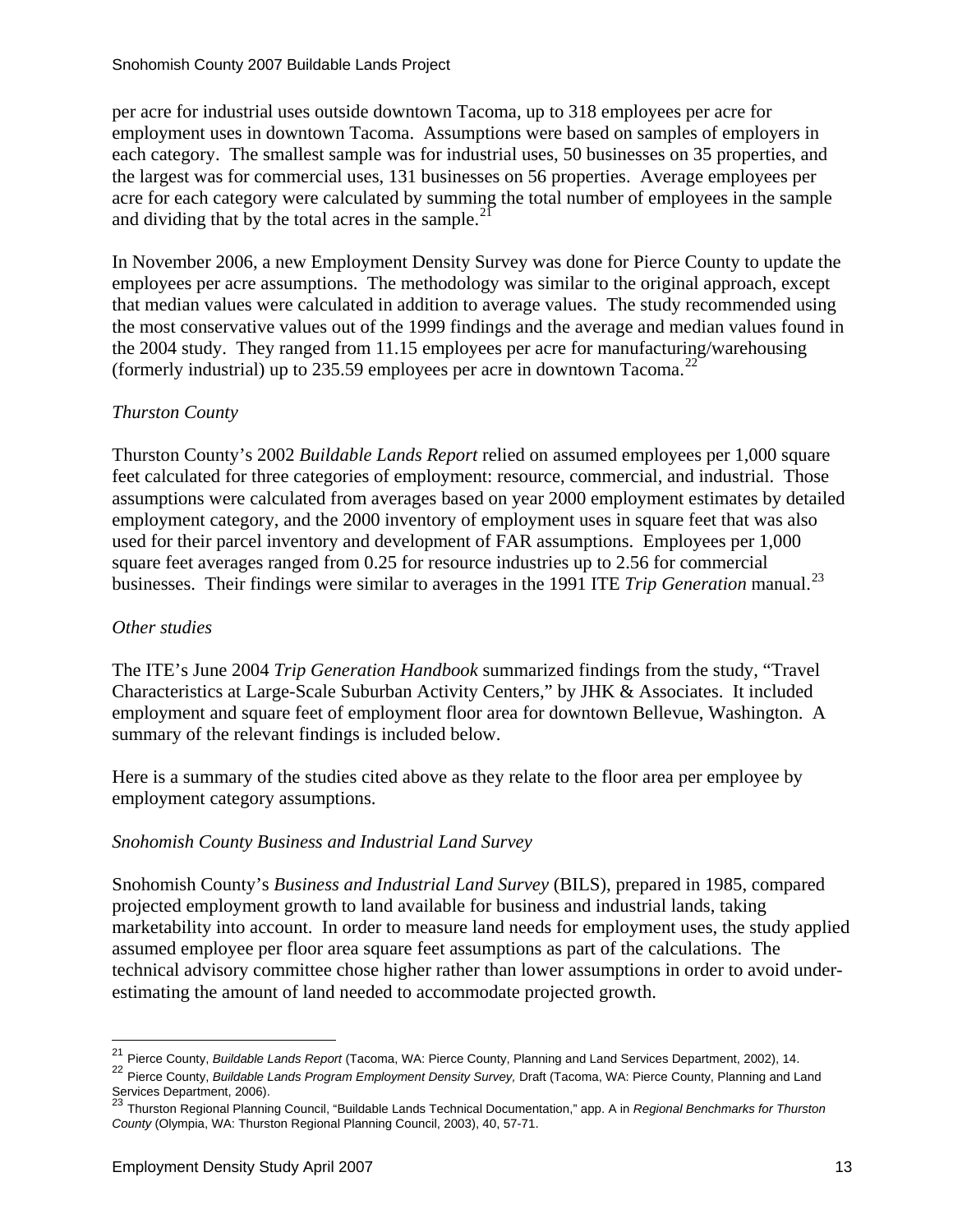per acre for industrial uses outside downtown Tacoma, up to 318 employees per acre for employment uses in downtown Tacoma. Assumptions were based on samples of employers in each category. The smallest sample was for industrial uses, 50 businesses on 35 properties, and the largest was for commercial uses, 131 businesses on 56 properties. Average employees per acre for each category were calculated by summing the total number of employees in the sample and dividing that by the total acres in the sample.[21]

In November 2006, a new Employment Density Survey was done for Pierce County to update the employees per acre assumptions. The methodology was similar to the original approach, except that median values were calculated in addition to average values. The study recommended using the most conservative values out of the 1999 findings and the average and median values found in the 2004 study. They ranged from 11.15 employees per acre for manufacturing/warehousing (formerly industrial) up to 235.59 employees per acre in downtown Tacoma.[22]

*Thurston County*

Thurston County's 2002 *Buildable Lands Report* relied on assumed employees per 1,000 square feet calculated for three categories of employment: resource, commercial, and industrial. Those assumptions were calculated from averages based on year 2000 employment estimates by detailed employment category, and the 2000 inventory of employment uses in square feet that was also used for their parcel inventory and development of FAR assumptions. Employees per 1,000 square feet averages ranged from 0.25 for resource industries up to 2.56 for commercial businesses. Their findings were similar to averages in the 1991 ITE *Trip Generation* manual.[23]

*Other studies*

The ITE's June 2004 *Trip Generation Handbook* summarized findings from the study, "Travel Characteristics at Large-Scale Suburban Activity Centers," by JHK & Associates. It included employment and square feet of employment floor area for downtown Bellevue, Washington. A summary of the relevant findings is included below.

Here is a summary of the studies cited above as they relate to the floor area per employee by employment category assumptions.

*Snohomish County Business and Industrial Land Survey*

Snohomish County's *Business and Industrial Land Survey* (BILS), prepared in 1985, compared projected employment growth to land available for business and industrial lands, taking marketability into account. In order to measure land needs for employment uses, the study applied assumed employee per floor area square feet assumptions as part of the calculations. The technical advisory committee chose higher rather than lower assumptions in order to avoid under-estimating the amount of land needed to accommodate projected growth.

---

[21] Pierce County, *Buildable Lands Report* (Tacoma, WA: Pierce County, Planning and Land Services Department, 2002), 14.

[22] Pierce County, *Buildable Lands Program Employment Density Survey,* Draft (Tacoma, WA: Pierce County, Planning and Land Services Department, 2006).

[23] Thurston Regional Planning Council, "Buildable Lands Technical Documentation," app. A in *Regional Benchmarks for Thurston County* (Olympia, WA: Thurston Regional Planning Council, 2003), 40, 57-71.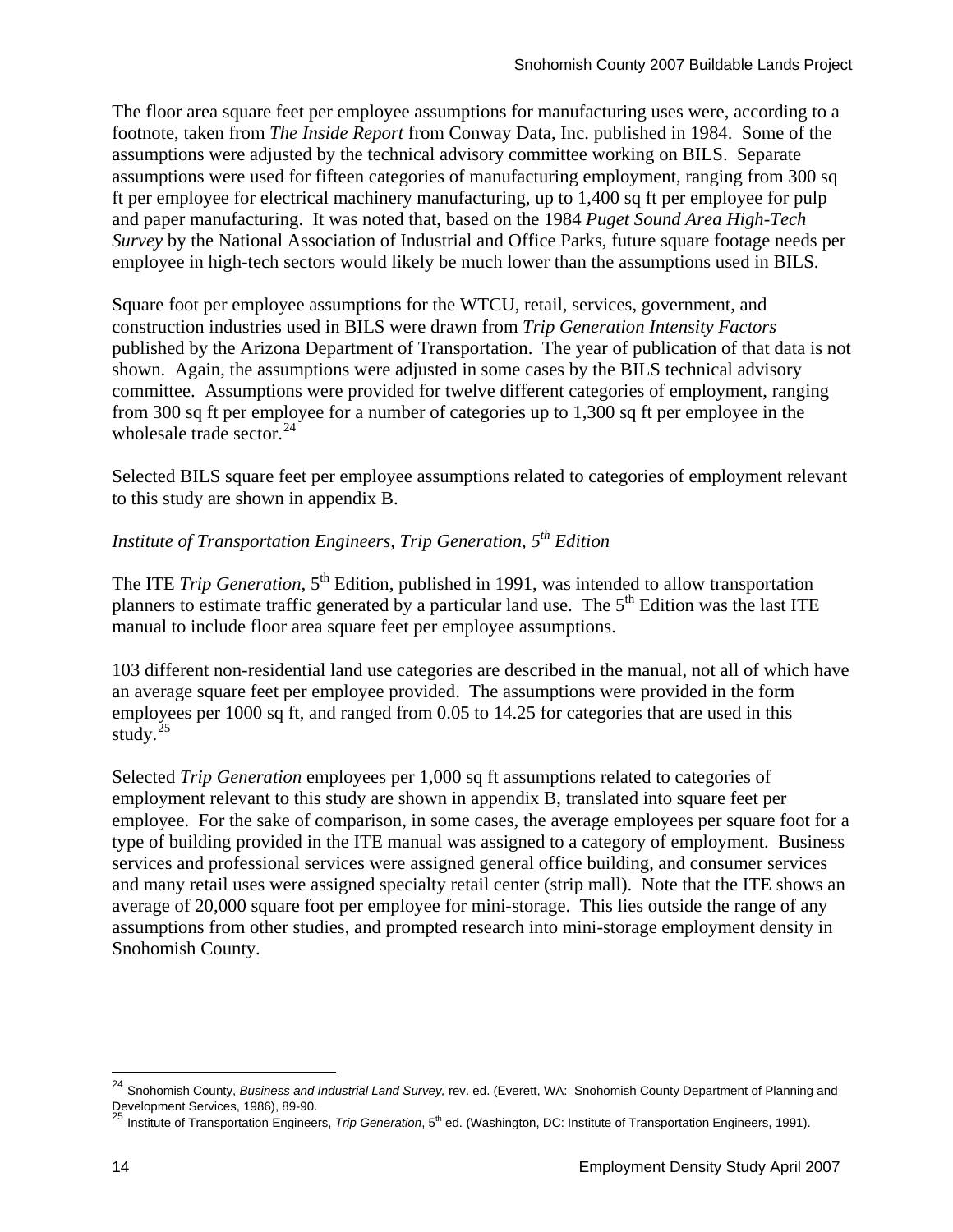The floor area square feet per employee assumptions for manufacturing uses were, according to a footnote, taken from *The Inside Report* from Conway Data, Inc. published in 1984. Some of the assumptions were adjusted by the technical advisory committee working on BILS. Separate assumptions were used for fifteen categories of manufacturing employment, ranging from 300 sq ft per employee for electrical machinery manufacturing, up to 1,400 sq ft per employee for pulp and paper manufacturing. It was noted that, based on the 1984 *Puget Sound Area High-Tech Survey* by the National Association of Industrial and Office Parks, future square footage needs per employee in high-tech sectors would likely be much lower than the assumptions used in BILS.

Square foot per employee assumptions for the WTCU, retail, services, government, and construction industries used in BILS were drawn from *Trip Generation Intensity Factors* published by the Arizona Department of Transportation. The year of publication of that data is not shown. Again, the assumptions were adjusted in some cases by the BILS technical advisory committee. Assumptions were provided for twelve different categories of employment, ranging from 300 sq ft per employee for a number of categories up to 1,300 sq ft per employee in the wholesale trade sector.[24]

Selected BILS square feet per employee assumptions related to categories of employment relevant to this study are shown in appendix B.

### *Institute of Transportation Engineers, Trip Generation, 5th Edition*

The ITE *Trip Generation*, 5th Edition, published in 1991, was intended to allow transportation planners to estimate traffic generated by a particular land use. The 5th Edition was the last ITE manual to include floor area square feet per employee assumptions.

103 different non-residential land use categories are described in the manual, not all of which have an average square feet per employee provided. The assumptions were provided in the form employees per 1000 sq ft, and ranged from 0.05 to 14.25 for categories that are used in this study.[25]

Selected *Trip Generation* employees per 1,000 sq ft assumptions related to categories of employment relevant to this study are shown in appendix B, translated into square feet per employee. For the sake of comparison, in some cases, the average employees per square foot for a type of building provided in the ITE manual was assigned to a category of employment. Business services and professional services were assigned general office building, and consumer services and many retail uses were assigned specialty retail center (strip mall). Note that the ITE shows an average of 20,000 square foot per employee for mini-storage. This lies outside the range of any assumptions from other studies, and prompted research into mini-storage employment density in Snohomish County.

---

[24] Snohomish County, *Business and Industrial Land Survey,* rev. ed. (Everett, WA: Snohomish County Department of Planning and Development Services, 1986), 89-90.

[25] Institute of Transportation Engineers, *Trip Generation*, 5th ed. (Washington, DC: Institute of Transportation Engineers, 1991).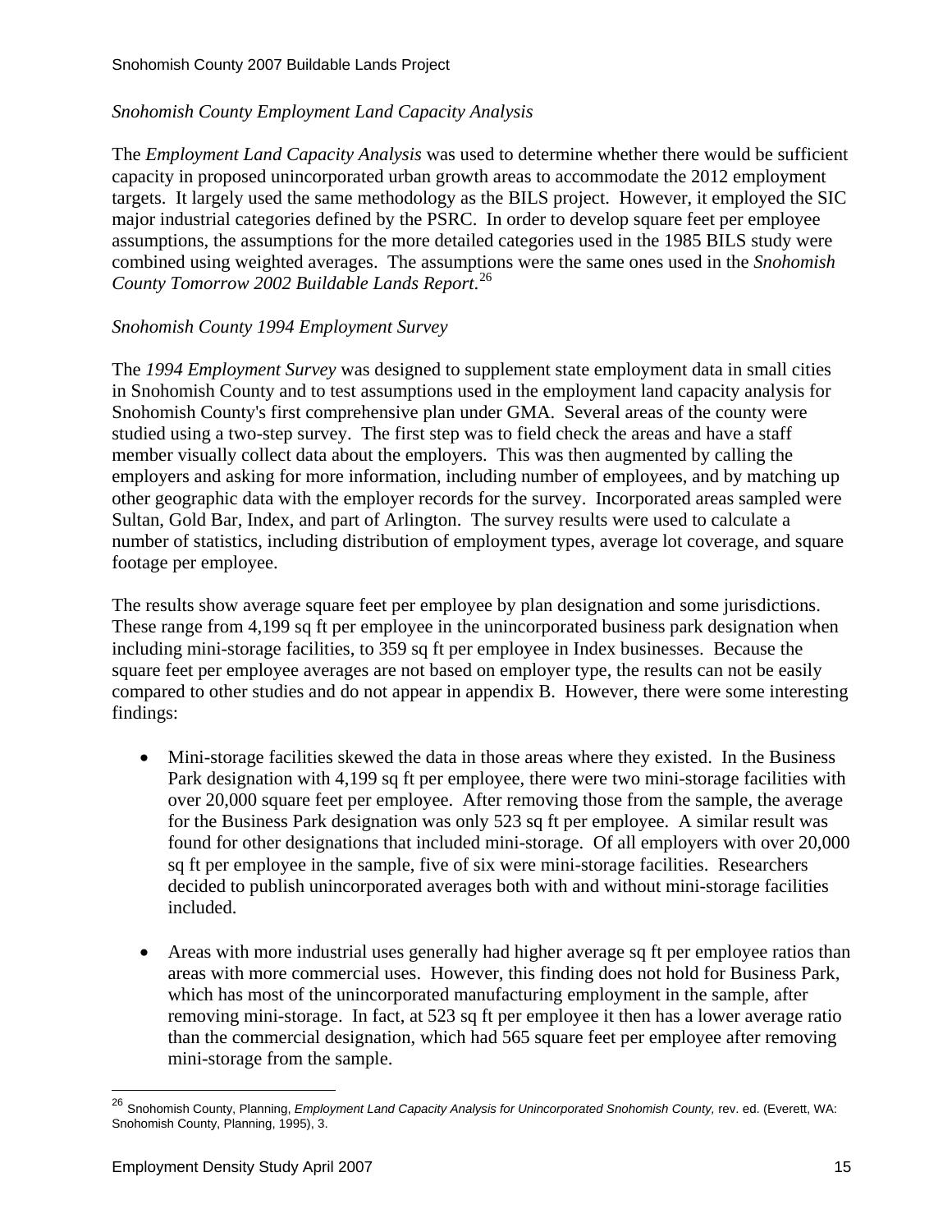*Snohomish County Employment Land Capacity Analysis*

The *Employment Land Capacity Analysis* was used to determine whether there would be sufficient capacity in proposed unincorporated urban growth areas to accommodate the 2012 employment targets. It largely used the same methodology as the BILS project. However, it employed the SIC major industrial categories defined by the PSRC. In order to develop square feet per employee assumptions, the assumptions for the more detailed categories used in the 1985 BILS study were combined using weighted averages. The assumptions were the same ones used in the *Snohomish County Tomorrow 2002 Buildable Lands Report*.[26]

*Snohomish County 1994 Employment Survey*

The *1994 Employment Survey* was designed to supplement state employment data in small cities in Snohomish County and to test assumptions used in the employment land capacity analysis for Snohomish County's first comprehensive plan under GMA. Several areas of the county were studied using a two-step survey. The first step was to field check the areas and have a staff member visually collect data about the employers. This was then augmented by calling the employers and asking for more information, including number of employees, and by matching up other geographic data with the employer records for the survey. Incorporated areas sampled were Sultan, Gold Bar, Index, and part of Arlington. The survey results were used to calculate a number of statistics, including distribution of employment types, average lot coverage, and square footage per employee.

The results show average square feet per employee by plan designation and some jurisdictions. These range from 4,199 sq ft per employee in the unincorporated business park designation when including mini-storage facilities, to 359 sq ft per employee in Index businesses. Because the square feet per employee averages are not based on employer type, the results can not be easily compared to other studies and do not appear in appendix B. However, there were some interesting findings:

- Mini-storage facilities skewed the data in those areas where they existed. In the Business Park designation with 4,199 sq ft per employee, there were two mini-storage facilities with over 20,000 square feet per employee. After removing those from the sample, the average for the Business Park designation was only 523 sq ft per employee. A similar result was found for other designations that included mini-storage. Of all employers with over 20,000 sq ft per employee in the sample, five of six were mini-storage facilities. Researchers decided to publish unincorporated averages both with and without mini-storage facilities included.

- Areas with more industrial uses generally had higher average sq ft per employee ratios than areas with more commercial uses. However, this finding does not hold for Business Park, which has most of the unincorporated manufacturing employment in the sample, after removing mini-storage. In fact, at 523 sq ft per employee it then has a lower average ratio than the commercial designation, which had 565 square feet per employee after removing mini-storage from the sample.

[26] Snohomish County, Planning, *Employment Land Capacity Analysis for Unincorporated Snohomish County,* rev. ed. (Everett, WA: Snohomish County, Planning, 1995), 3.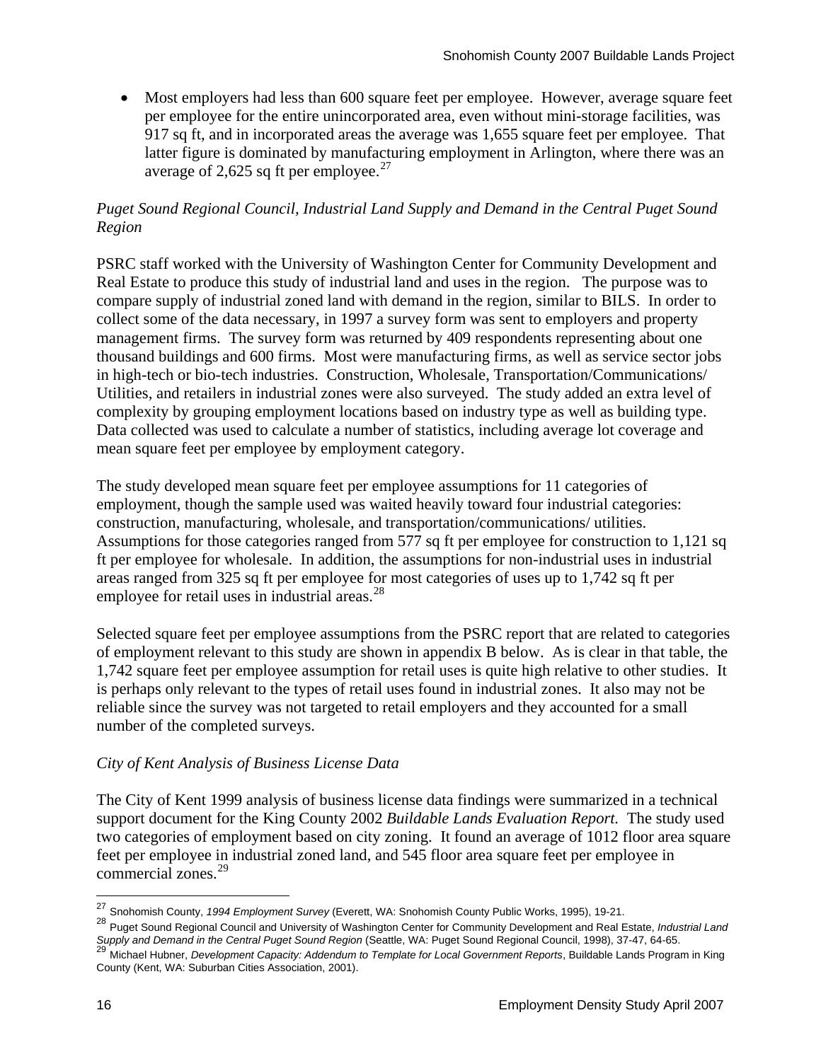- Most employers had less than 600 square feet per employee. However, average square feet per employee for the entire unincorporated area, even without mini-storage facilities, was 917 sq ft, and in incorporated areas the average was 1,655 square feet per employee. That latter figure is dominated by manufacturing employment in Arlington, where there was an average of 2,625 sq ft per employee.[27]

*Puget Sound Regional Council, Industrial Land Supply and Demand in the Central Puget Sound Region*

PSRC staff worked with the University of Washington Center for Community Development and Real Estate to produce this study of industrial land and uses in the region. The purpose was to compare supply of industrial zoned land with demand in the region, similar to BILS. In order to collect some of the data necessary, in 1997 a survey form was sent to employers and property management firms. The survey form was returned by 409 respondents representing about one thousand buildings and 600 firms. Most were manufacturing firms, as well as service sector jobs in high-tech or bio-tech industries. Construction, Wholesale, Transportation/Communications/ Utilities, and retailers in industrial zones were also surveyed. The study added an extra level of complexity by grouping employment locations based on industry type as well as building type. Data collected was used to calculate a number of statistics, including average lot coverage and mean square feet per employee by employment category.

The study developed mean square feet per employee assumptions for 11 categories of employment, though the sample used was waited heavily toward four industrial categories: construction, manufacturing, wholesale, and transportation/communications/ utilities. Assumptions for those categories ranged from 577 sq ft per employee for construction to 1,121 sq ft per employee for wholesale. In addition, the assumptions for non-industrial uses in industrial areas ranged from 325 sq ft per employee for most categories of uses up to 1,742 sq ft per employee for retail uses in industrial areas.[28]

Selected square feet per employee assumptions from the PSRC report that are related to categories of employment relevant to this study are shown in appendix B below. As is clear in that table, the 1,742 square feet per employee assumption for retail uses is quite high relative to other studies. It is perhaps only relevant to the types of retail uses found in industrial zones. It also may not be reliable since the survey was not targeted to retail employers and they accounted for a small number of the completed surveys.

*City of Kent Analysis of Business License Data*

The City of Kent 1999 analysis of business license data findings were summarized in a technical support document for the King County 2002 *Buildable Lands Evaluation Report.* The study used two categories of employment based on city zoning. It found an average of 1012 floor area square feet per employee in industrial zoned land, and 545 floor area square feet per employee in commercial zones.[29]

---

[27] Snohomish County, *1994 Employment Survey* (Everett, WA: Snohomish County Public Works, 1995), 19-21.

[28] Puget Sound Regional Council and University of Washington Center for Community Development and Real Estate, *Industrial Land Supply and Demand in the Central Puget Sound Region* (Seattle, WA: Puget Sound Regional Council, 1998), 37-47, 64-65.

[29] Michael Hubner, *Development Capacity: Addendum to Template for Local Government Reports*, Buildable Lands Program in King County (Kent, WA: Suburban Cities Association, 2001).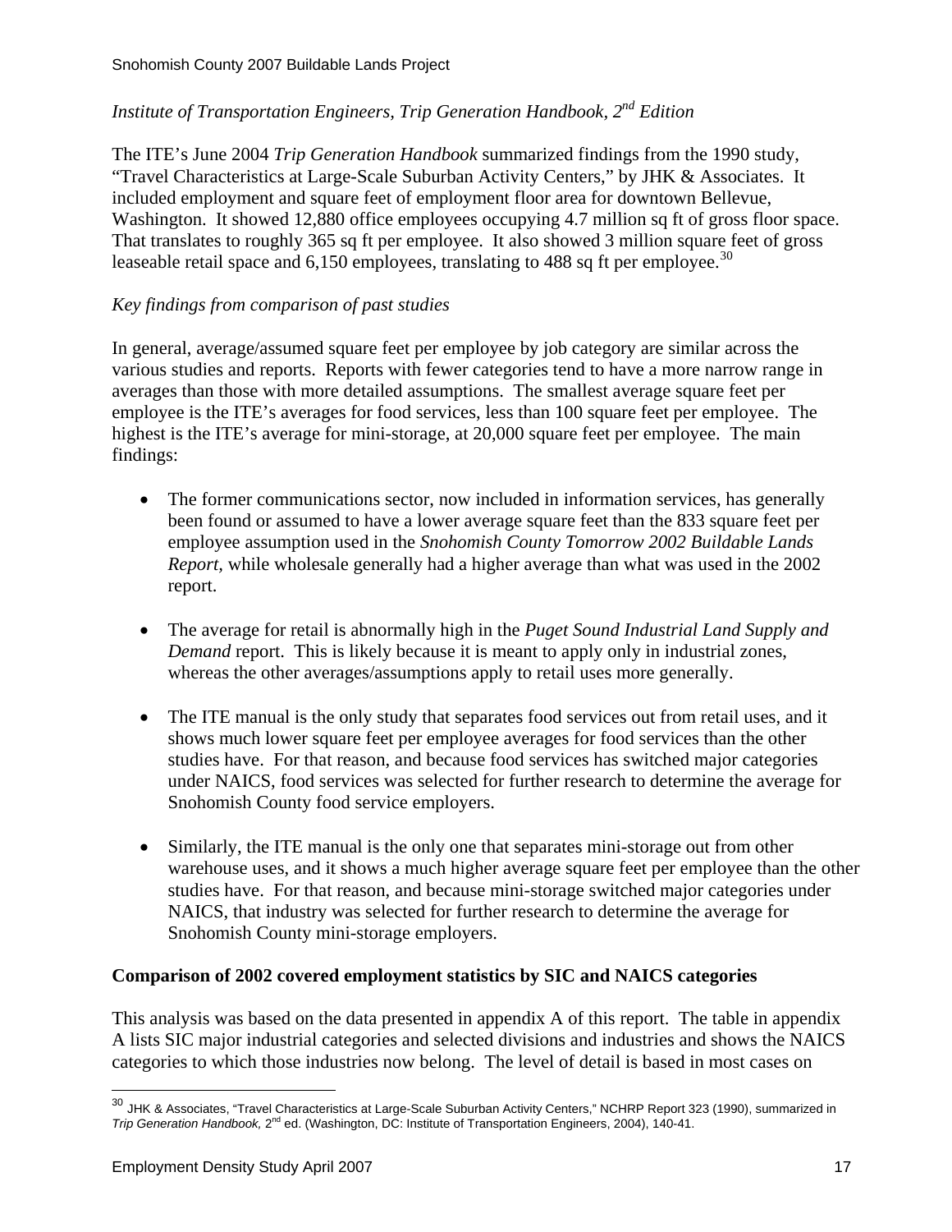*Institute of Transportation Engineers, Trip Generation Handbook, 2nd Edition*

The ITE's June 2004 *Trip Generation Handbook* summarized findings from the 1990 study, "Travel Characteristics at Large-Scale Suburban Activity Centers," by JHK & Associates. It included employment and square feet of employment floor area for downtown Bellevue, Washington. It showed 12,880 office employees occupying 4.7 million sq ft of gross floor space. That translates to roughly 365 sq ft per employee. It also showed 3 million square feet of gross leaseable retail space and 6,150 employees, translating to 488 sq ft per employee.[30]

*Key findings from comparison of past studies*

In general, average/assumed square feet per employee by job category are similar across the various studies and reports. Reports with fewer categories tend to have a more narrow range in averages than those with more detailed assumptions. The smallest average square feet per employee is the ITE's averages for food services, less than 100 square feet per employee. The highest is the ITE's average for mini-storage, at 20,000 square feet per employee. The main findings:

- The former communications sector, now included in information services, has generally been found or assumed to have a lower average square feet than the 833 square feet per employee assumption used in the *Snohomish County Tomorrow 2002 Buildable Lands Report*, while wholesale generally had a higher average than what was used in the 2002 report.

- The average for retail is abnormally high in the *Puget Sound Industrial Land Supply and Demand* report. This is likely because it is meant to apply only in industrial zones, whereas the other averages/assumptions apply to retail uses more generally.

- The ITE manual is the only study that separates food services out from retail uses, and it shows much lower square feet per employee averages for food services than the other studies have. For that reason, and because food services has switched major categories under NAICS, food services was selected for further research to determine the average for Snohomish County food service employers.

- Similarly, the ITE manual is the only one that separates mini-storage out from other warehouse uses, and it shows a much higher average square feet per employee than the other studies have. For that reason, and because mini-storage switched major categories under NAICS, that industry was selected for further research to determine the average for Snohomish County mini-storage employers.

**Comparison of 2002 covered employment statistics by SIC and NAICS categories**

This analysis was based on the data presented in appendix A of this report. The table in appendix A lists SIC major industrial categories and selected divisions and industries and shows the NAICS categories to which those industries now belong. The level of detail is based in most cases on

[30] JHK & Associates, "Travel Characteristics at Large-Scale Suburban Activity Centers," NCHRP Report 323 (1990), summarized in *Trip Generation Handbook,* 2nd ed. (Washington, DC: Institute of Transportation Engineers, 2004), 140-41.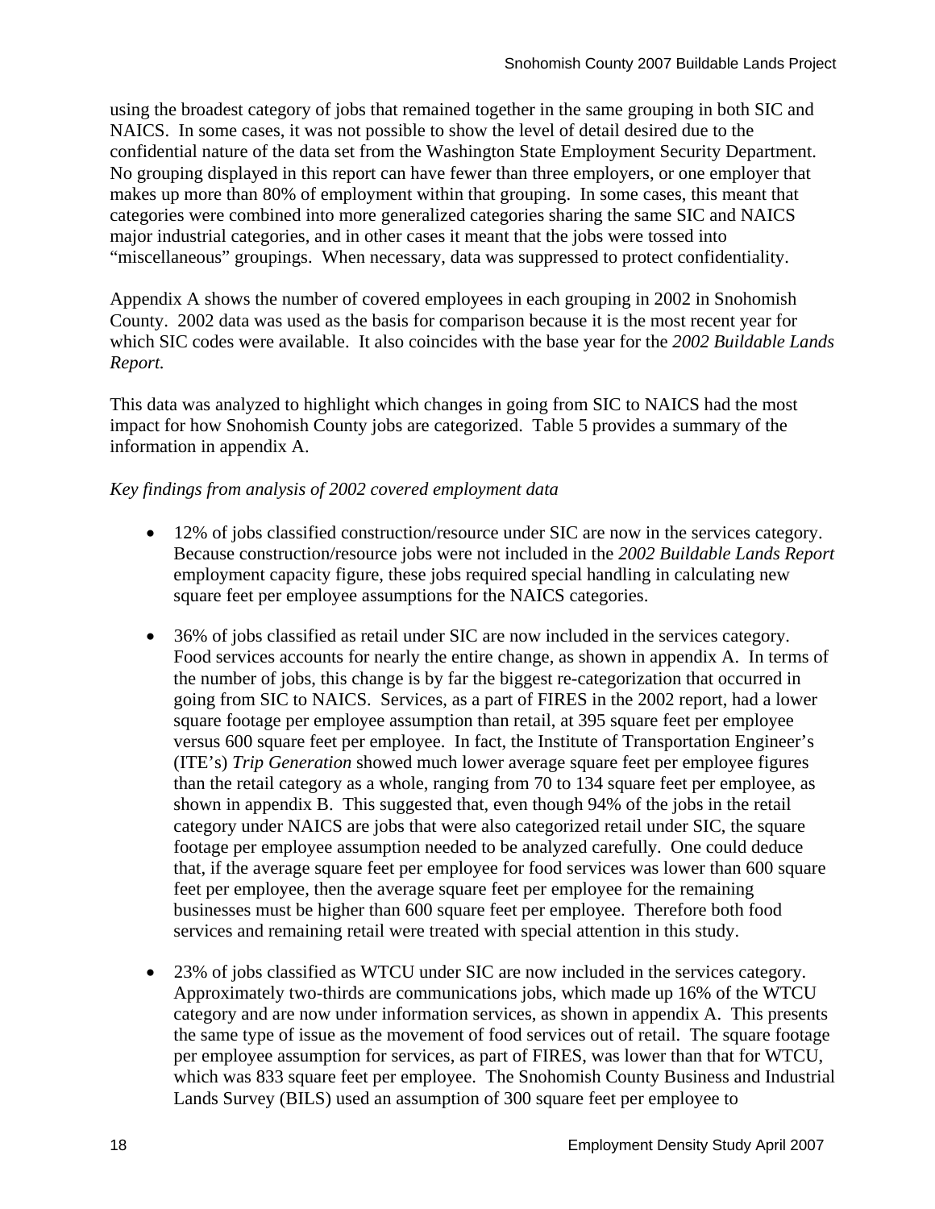using the broadest category of jobs that remained together in the same grouping in both SIC and NAICS. In some cases, it was not possible to show the level of detail desired due to the confidential nature of the data set from the Washington State Employment Security Department. No grouping displayed in this report can have fewer than three employers, or one employer that makes up more than 80% of employment within that grouping. In some cases, this meant that categories were combined into more generalized categories sharing the same SIC and NAICS major industrial categories, and in other cases it meant that the jobs were tossed into "miscellaneous" groupings. When necessary, data was suppressed to protect confidentiality.

Appendix A shows the number of covered employees in each grouping in 2002 in Snohomish County. 2002 data was used as the basis for comparison because it is the most recent year for which SIC codes were available. It also coincides with the base year for the *2002 Buildable Lands Report.*

This data was analyzed to highlight which changes in going from SIC to NAICS had the most impact for how Snohomish County jobs are categorized. Table 5 provides a summary of the information in appendix A.

*Key findings from analysis of 2002 covered employment data*

- 12% of jobs classified construction/resource under SIC are now in the services category. Because construction/resource jobs were not included in the *2002 Buildable Lands Report* employment capacity figure, these jobs required special handling in calculating new square feet per employee assumptions for the NAICS categories.

- 36% of jobs classified as retail under SIC are now included in the services category. Food services accounts for nearly the entire change, as shown in appendix A. In terms of the number of jobs, this change is by far the biggest re-categorization that occurred in going from SIC to NAICS. Services, as a part of FIRES in the 2002 report, had a lower square footage per employee assumption than retail, at 395 square feet per employee versus 600 square feet per employee. In fact, the Institute of Transportation Engineer's (ITE's) *Trip Generation* showed much lower average square feet per employee figures than the retail category as a whole, ranging from 70 to 134 square feet per employee, as shown in appendix B. This suggested that, even though 94% of the jobs in the retail category under NAICS are jobs that were also categorized retail under SIC, the square footage per employee assumption needed to be analyzed carefully. One could deduce that, if the average square feet per employee for food services was lower than 600 square feet per employee, then the average square feet per employee for the remaining businesses must be higher than 600 square feet per employee. Therefore both food services and remaining retail were treated with special attention in this study.

- 23% of jobs classified as WTCU under SIC are now included in the services category. Approximately two-thirds are communications jobs, which made up 16% of the WTCU category and are now under information services, as shown in appendix A. This presents the same type of issue as the movement of food services out of retail. The square footage per employee assumption for services, as part of FIRES, was lower than that for WTCU, which was 833 square feet per employee. The Snohomish County Business and Industrial Lands Survey (BILS) used an assumption of 300 square feet per employee to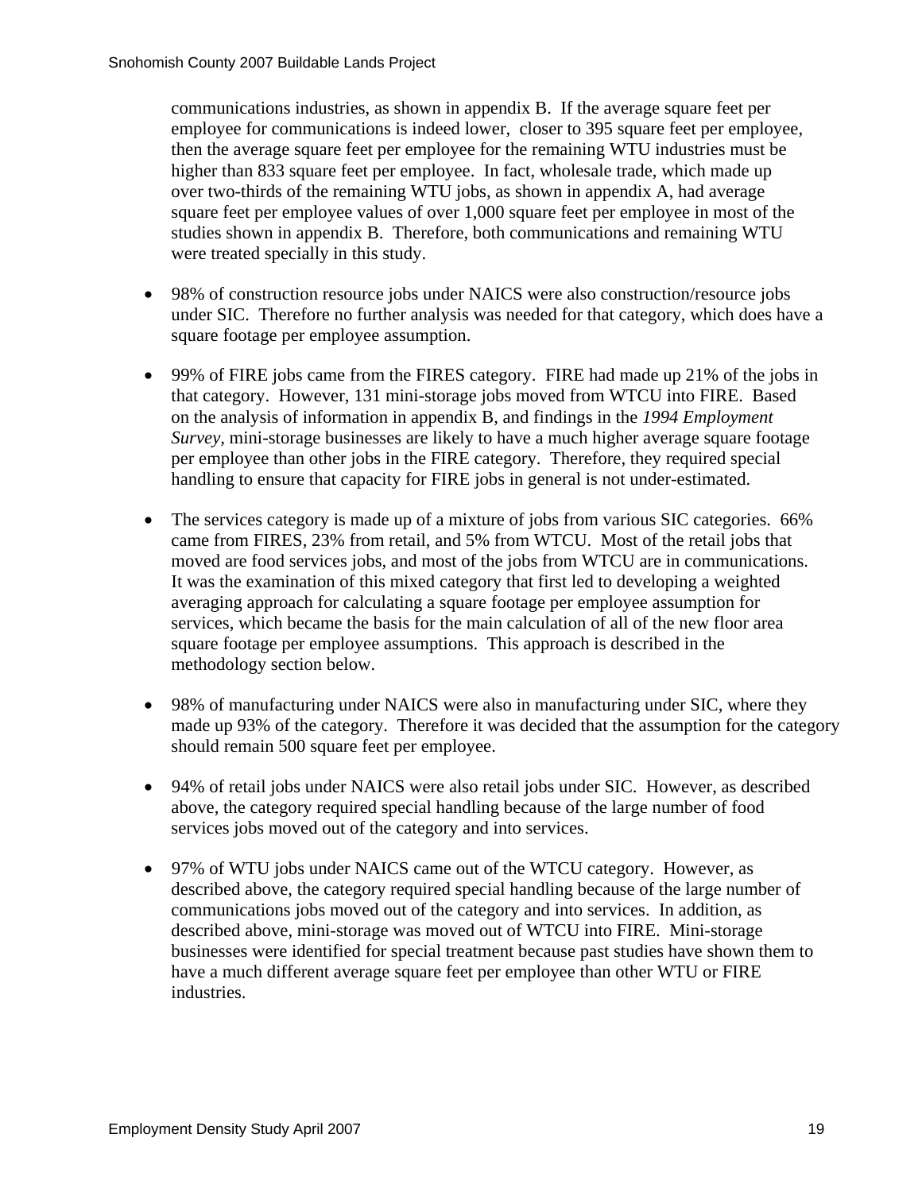communications industries, as shown in appendix B. If the average square feet per employee for communications is indeed lower, closer to 395 square feet per employee, then the average square feet per employee for the remaining WTU industries must be higher than 833 square feet per employee. In fact, wholesale trade, which made up over two-thirds of the remaining WTU jobs, as shown in appendix A, had average square feet per employee values of over 1,000 square feet per employee in most of the studies shown in appendix B. Therefore, both communications and remaining WTU were treated specially in this study.

- 98% of construction resource jobs under NAICS were also construction/resource jobs under SIC. Therefore no further analysis was needed for that category, which does have a square footage per employee assumption.

- 99% of FIRE jobs came from the FIRES category. FIRE had made up 21% of the jobs in that category. However, 131 mini-storage jobs moved from WTCU into FIRE. Based on the analysis of information in appendix B, and findings in the *1994 Employment Survey*, mini-storage businesses are likely to have a much higher average square footage per employee than other jobs in the FIRE category. Therefore, they required special handling to ensure that capacity for FIRE jobs in general is not under-estimated.

- The services category is made up of a mixture of jobs from various SIC categories. 66% came from FIRES, 23% from retail, and 5% from WTCU. Most of the retail jobs that moved are food services jobs, and most of the jobs from WTCU are in communications. It was the examination of this mixed category that first led to developing a weighted averaging approach for calculating a square footage per employee assumption for services, which became the basis for the main calculation of all of the new floor area square footage per employee assumptions. This approach is described in the methodology section below.

- 98% of manufacturing under NAICS were also in manufacturing under SIC, where they made up 93% of the category. Therefore it was decided that the assumption for the category should remain 500 square feet per employee.

- 94% of retail jobs under NAICS were also retail jobs under SIC. However, as described above, the category required special handling because of the large number of food services jobs moved out of the category and into services.

- 97% of WTU jobs under NAICS came out of the WTCU category. However, as described above, the category required special handling because of the large number of communications jobs moved out of the category and into services. In addition, as described above, mini-storage was moved out of WTCU into FIRE. Mini-storage businesses were identified for special treatment because past studies have shown them to have a much different average square feet per employee than other WTU or FIRE industries.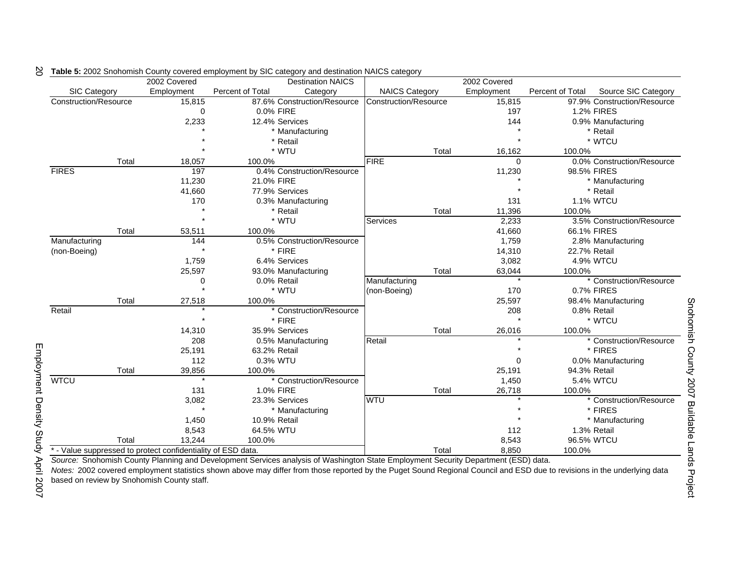**Table 5:** 2002 Snohomish County covered employment by SIC category and destination NAICS category

| SIC Category | 2002 Covered Employment | Percent of Total | Destination NAICS Category |
|---|---|---|---|
| Construction/Resource | 15,815 | 87.6% | Construction/Resource |
| | 0 | 0.0% | FIRE |
| | 2,233 | 12.4% | Services |
| | * | * | Manufacturing |
| | * | * | Retail |
| | * | * | WTU |
| Total | 18,057 | 100.0% | |
| FIRES | 197 | 0.4% | Construction/Resource |
| | 11,230 | 21.0% | FIRE |
| | 41,660 | 77.9% | Services |
| | 170 | 0.3% | Manufacturing |
| | * | * | Retail |
| | * | * | WTU |
| Total | 53,511 | 100.0% | |
| Manufacturing (non-Boeing) | 144 | 0.5% | Construction/Resource |
| | * | * | FIRE |
| | 1,759 | 6.4% | Services |
| | 25,597 | 93.0% | Manufacturing |
| | 0 | 0.0% | Retail |
| | * | * | WTU |
| Total | 27,518 | 100.0% | |
| Retail | * | * | Construction/Resource |
| | * | * | FIRE |
| | 14,310 | 35.9% | Services |
| | 208 | 0.5% | Manufacturing |
| | 25,191 | 63.2% | Retail |
| | 112 | 0.3% | WTU |
| Total | 39,856 | 100.0% | |
| WTCU | * | * | Construction/Resource |
| | 131 | 1.0% | FIRE |
| | 3,082 | 23.3% | Services |
| | * | * | Manufacturing |
| | 1,450 | 10.9% | Retail |
| | 8,543 | 64.5% | WTU |
| Total | 13,244 | 100.0% | |

| NAICS Category | 2002 Covered Employment | Percent of Total | Source SIC Category |
|---|---|---|---|
| Construction/Resource | 15,815 | 97.9% | Construction/Resource |
| | 197 | 1.2% | FIRES |
| | 144 | 0.9% | Manufacturing |
| | * | * | Retail |
| | * | * | WTCU |
| Total | 16,162 | 100.0% | |
| FIRE | 0 | 0.0% | Construction/Resource |
| | 11,230 | 98.5% | FIRES |
| | * | * | Manufacturing |
| | * | * | Retail |
| | 131 | 1.1% | WTCU |
| Total | 11,396 | 100.0% | |
| Services | 2,233 | 3.5% | Construction/Resource |
| | 41,660 | 66.1% | FIRES |
| | 1,759 | 2.8% | Manufacturing |
| | 14,310 | 22.7% | Retail |
| | 3,082 | 4.9% | WTCU |
| Total | 63,044 | 100.0% | |
| Manufacturing (non-Boeing) | * | * | Construction/Resource |
| | 170 | 0.7% | FIRES |
| | 25,597 | 98.4% | Manufacturing |
| | 208 | 0.8% | Retail |
| | * | * | WTCU |
| Total | 26,016 | 100.0% | |
| Retail | * | * | Construction/Resource |
| | * | * | FIRES |
| | 0 | 0.0% | Manufacturing |
| | 25,191 | 94.3% | Retail |
| | 1,450 | 5.4% | WTCU |
| Total | 26,718 | 100.0% | |
| WTU | * | * | Construction/Resource |
| | * | * | FIRES |
| | * | * | Manufacturing |
| | 112 | 1.3% | Retail |
| | 8,543 | 96.5% | WTCU |
| Total | 8,850 | 100.0% | |

* - Value suppressed to protect confidentiality of ESD data.

*Source:* Snohomish County Planning and Development Services analysis of Washington State Employment Security Department (ESD) data.

*Notes:* 2002 covered employment statistics shown above may differ from those reported by the Puget Sound Regional Council and ESD due to revisions in the underlying data based on review by Snohomish County staff.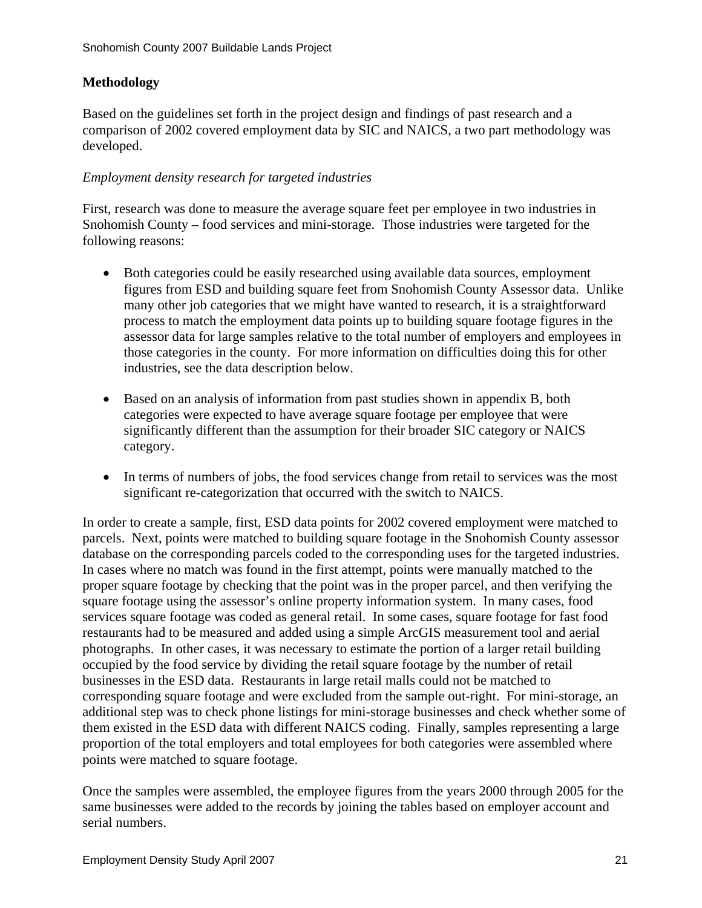## Methodology

Based on the guidelines set forth in the project design and findings of past research and a comparison of 2002 covered employment data by SIC and NAICS, a two part methodology was developed.

*Employment density research for targeted industries*

First, research was done to measure the average square feet per employee in two industries in Snohomish County – food services and mini-storage. Those industries were targeted for the following reasons:

- Both categories could be easily researched using available data sources, employment figures from ESD and building square feet from Snohomish County Assessor data. Unlike many other job categories that we might have wanted to research, it is a straightforward process to match the employment data points up to building square footage figures in the assessor data for large samples relative to the total number of employers and employees in those categories in the county. For more information on difficulties doing this for other industries, see the data description below.

- Based on an analysis of information from past studies shown in appendix B, both categories were expected to have average square footage per employee that were significantly different than the assumption for their broader SIC category or NAICS category.

- In terms of numbers of jobs, the food services change from retail to services was the most significant re-categorization that occurred with the switch to NAICS.

In order to create a sample, first, ESD data points for 2002 covered employment were matched to parcels. Next, points were matched to building square footage in the Snohomish County assessor database on the corresponding parcels coded to the corresponding uses for the targeted industries. In cases where no match was found in the first attempt, points were manually matched to the proper square footage by checking that the point was in the proper parcel, and then verifying the square footage using the assessor's online property information system. In many cases, food services square footage was coded as general retail. In some cases, square footage for fast food restaurants had to be measured and added using a simple ArcGIS measurement tool and aerial photographs. In other cases, it was necessary to estimate the portion of a larger retail building occupied by the food service by dividing the retail square footage by the number of retail businesses in the ESD data. Restaurants in large retail malls could not be matched to corresponding square footage and were excluded from the sample out-right. For mini-storage, an additional step was to check phone listings for mini-storage businesses and check whether some of them existed in the ESD data with different NAICS coding. Finally, samples representing a large proportion of the total employers and total employees for both categories were assembled where points were matched to square footage.

Once the samples were assembled, the employee figures from the years 2000 through 2005 for the same businesses were added to the records by joining the tables based on employer account and serial numbers.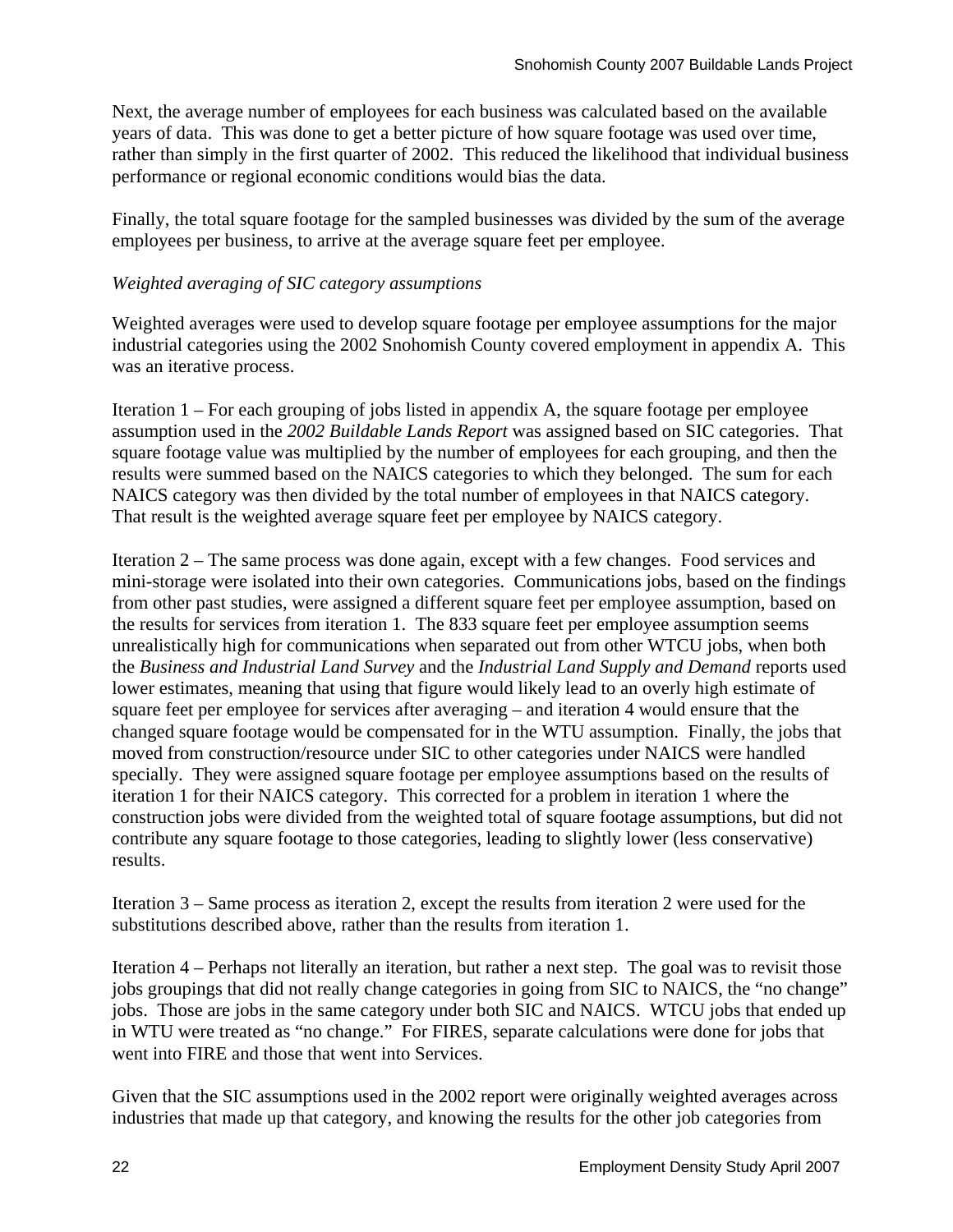Next, the average number of employees for each business was calculated based on the available years of data. This was done to get a better picture of how square footage was used over time, rather than simply in the first quarter of 2002. This reduced the likelihood that individual business performance or regional economic conditions would bias the data.

Finally, the total square footage for the sampled businesses was divided by the sum of the average employees per business, to arrive at the average square feet per employee.

*Weighted averaging of SIC category assumptions*

Weighted averages were used to develop square footage per employee assumptions for the major industrial categories using the 2002 Snohomish County covered employment in appendix A. This was an iterative process.

Iteration 1 – For each grouping of jobs listed in appendix A, the square footage per employee assumption used in the *2002 Buildable Lands Report* was assigned based on SIC categories. That square footage value was multiplied by the number of employees for each grouping, and then the results were summed based on the NAICS categories to which they belonged. The sum for each NAICS category was then divided by the total number of employees in that NAICS category. That result is the weighted average square feet per employee by NAICS category.

Iteration 2 – The same process was done again, except with a few changes. Food services and mini-storage were isolated into their own categories. Communications jobs, based on the findings from other past studies, were assigned a different square feet per employee assumption, based on the results for services from iteration 1. The 833 square feet per employee assumption seems unrealistically high for communications when separated out from other WTCU jobs, when both the *Business and Industrial Land Survey* and the *Industrial Land Supply and Demand* reports used lower estimates, meaning that using that figure would likely lead to an overly high estimate of square feet per employee for services after averaging – and iteration 4 would ensure that the changed square footage would be compensated for in the WTU assumption. Finally, the jobs that moved from construction/resource under SIC to other categories under NAICS were handled specially. They were assigned square footage per employee assumptions based on the results of iteration 1 for their NAICS category. This corrected for a problem in iteration 1 where the construction jobs were divided from the weighted total of square footage assumptions, but did not contribute any square footage to those categories, leading to slightly lower (less conservative) results.

Iteration 3 – Same process as iteration 2, except the results from iteration 2 were used for the substitutions described above, rather than the results from iteration 1.

Iteration 4 – Perhaps not literally an iteration, but rather a next step. The goal was to revisit those jobs groupings that did not really change categories in going from SIC to NAICS, the "no change" jobs. Those are jobs in the same category under both SIC and NAICS. WTCU jobs that ended up in WTU were treated as "no change." For FIRES, separate calculations were done for jobs that went into FIRE and those that went into Services.

Given that the SIC assumptions used in the 2002 report were originally weighted averages across industries that made up that category, and knowing the results for the other job categories from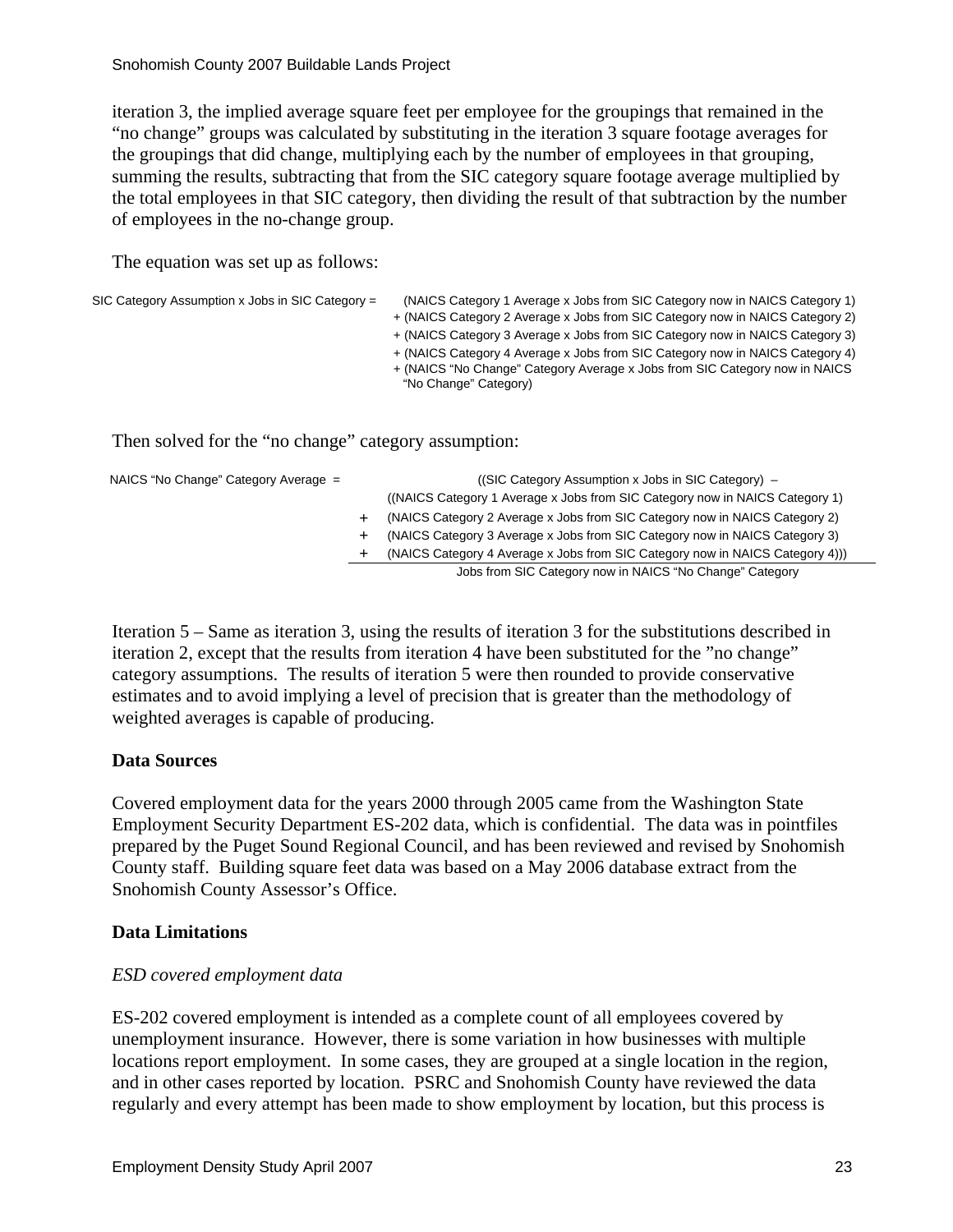iteration 3, the implied average square feet per employee for the groupings that remained in the "no change" groups was calculated by substituting in the iteration 3 square footage averages for the groupings that did change, multiplying each by the number of employees in that grouping, summing the results, subtracting that from the SIC category square footage average multiplied by the total employees in that SIC category, then dividing the result of that subtraction by the number of employees in the no-change group.

The equation was set up as follows:

$$
\begin{aligned}
\text{SIC Category Assumption} \times \text{Jobs in SIC Category} = \; & (\text{NAICS Category 1 Average} \times \text{Jobs from SIC Category now in NAICS Category 1}) \\
+ \; & (\text{NAICS Category 2 Average} \times \text{Jobs from SIC Category now in NAICS Category 2}) \\
+ \; & (\text{NAICS Category 3 Average} \times \text{Jobs from SIC Category now in NAICS Category 3}) \\
+ \; & (\text{NAICS Category 4 Average} \times \text{Jobs from SIC Category now in NAICS Category 4}) \\
+ \; & (\text{NAICS "No Change" Category Average} \times \text{Jobs from SIC Category now in NAICS "No Change" Category})
\end{aligned}
$$

Then solved for the "no change" category assumption:

$$
\text{NAICS "No Change" Category Average} = \frac{
\begin{aligned}
& ((\text{SIC Category Assumption} \times \text{Jobs in SIC Category}) \; - \\
& ((\text{NAICS Category 1 Average} \times \text{Jobs from SIC Category now in NAICS Category 1}) \\
+ \; & (\text{NAICS Category 2 Average} \times \text{Jobs from SIC Category now in NAICS Category 2}) \\
+ \; & (\text{NAICS Category 3 Average} \times \text{Jobs from SIC Category now in NAICS Category 3}) \\
+ \; & (\text{NAICS Category 4 Average} \times \text{Jobs from SIC Category now in NAICS Category 4})))
\end{aligned}
}{\text{Jobs from SIC Category now in NAICS "No Change" Category}}
$$

Iteration 5 – Same as iteration 3, using the results of iteration 3 for the substitutions described in iteration 2, except that the results from iteration 4 have been substituted for the "no change" category assumptions. The results of iteration 5 were then rounded to provide conservative estimates and to avoid implying a level of precision that is greater than the methodology of weighted averages is capable of producing.

**Data Sources**

Covered employment data for the years 2000 through 2005 came from the Washington State Employment Security Department ES-202 data, which is confidential. The data was in pointfiles prepared by the Puget Sound Regional Council, and has been reviewed and revised by Snohomish County staff. Building square feet data was based on a May 2006 database extract from the Snohomish County Assessor's Office.

**Data Limitations**

*ESD covered employment data*

ES-202 covered employment is intended as a complete count of all employees covered by unemployment insurance. However, there is some variation in how businesses with multiple locations report employment. In some cases, they are grouped at a single location in the region, and in other cases reported by location. PSRC and Snohomish County have reviewed the data regularly and every attempt has been made to show employment by location, but this process is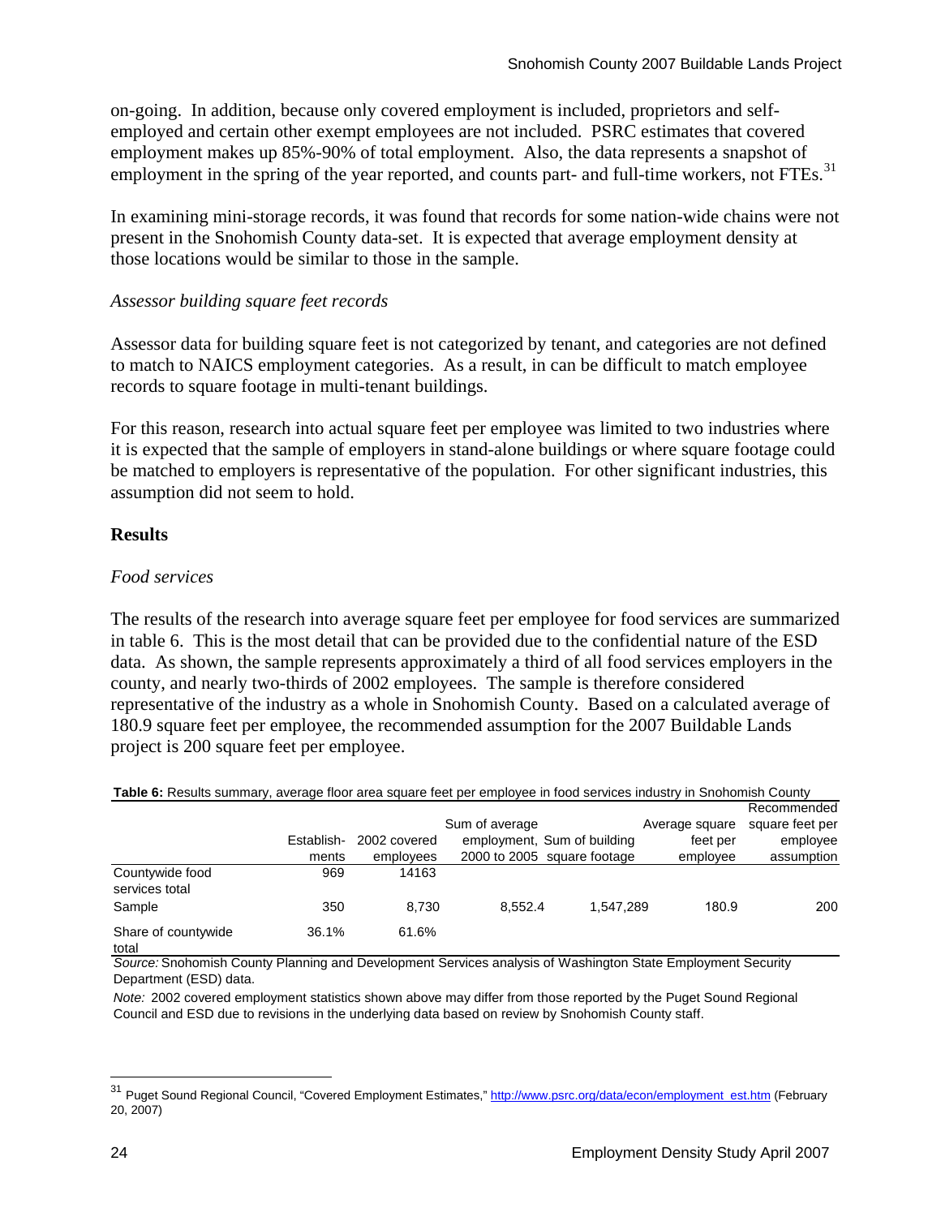on-going. In addition, because only covered employment is included, proprietors and self-employed and certain other exempt employees are not included. PSRC estimates that covered employment makes up 85%-90% of total employment. Also, the data represents a snapshot of employment in the spring of the year reported, and counts part- and full-time workers, not FTEs.[31]

In examining mini-storage records, it was found that records for some nation-wide chains were not present in the Snohomish County data-set. It is expected that average employment density at those locations would be similar to those in the sample.

*Assessor building square feet records*

Assessor data for building square feet is not categorized by tenant, and categories are not defined to match to NAICS employment categories. As a result, in can be difficult to match employee records to square footage in multi-tenant buildings.

For this reason, research into actual square feet per employee was limited to two industries where it is expected that the sample of employers in stand-alone buildings or where square footage could be matched to employers is representative of the population. For other significant industries, this assumption did not seem to hold.

## Results

*Food services*

The results of the research into average square feet per employee for food services are summarized in table 6. This is the most detail that can be provided due to the confidential nature of the ESD data. As shown, the sample represents approximately a third of all food services employers in the county, and nearly two-thirds of 2002 employees. The sample is therefore considered representative of the industry as a whole in Snohomish County. Based on a calculated average of 180.9 square feet per employee, the recommended assumption for the 2007 Buildable Lands project is 200 square feet per employee.

**Table 6:** Results summary, average floor area square feet per employee in food services industry in Snohomish County

| | Establish-ments | 2002 covered employees | Sum of average employment, 2000 to 2005 | Sum of building square footage | Average square feet per employee | Recommended square feet per employee assumption |
|---|---|---|---|---|---|---|
| Countywide food services total | 969 | 14163 | | | | |
| Sample | 350 | 8,730 | 8,552.4 | 1,547,289 | 180.9 | 200 |
| Share of countywide total | 36.1% | 61.6% | | | | |

*Source:* Snohomish County Planning and Development Services analysis of Washington State Employment Security Department (ESD) data.

*Note:* 2002 covered employment statistics shown above may differ from those reported by the Puget Sound Regional Council and ESD due to revisions in the underlying data based on review by Snohomish County staff.

---

[31] Puget Sound Regional Council, "Covered Employment Estimates," http://www.psrc.org/data/econ/employment_est.htm (February 20, 2007)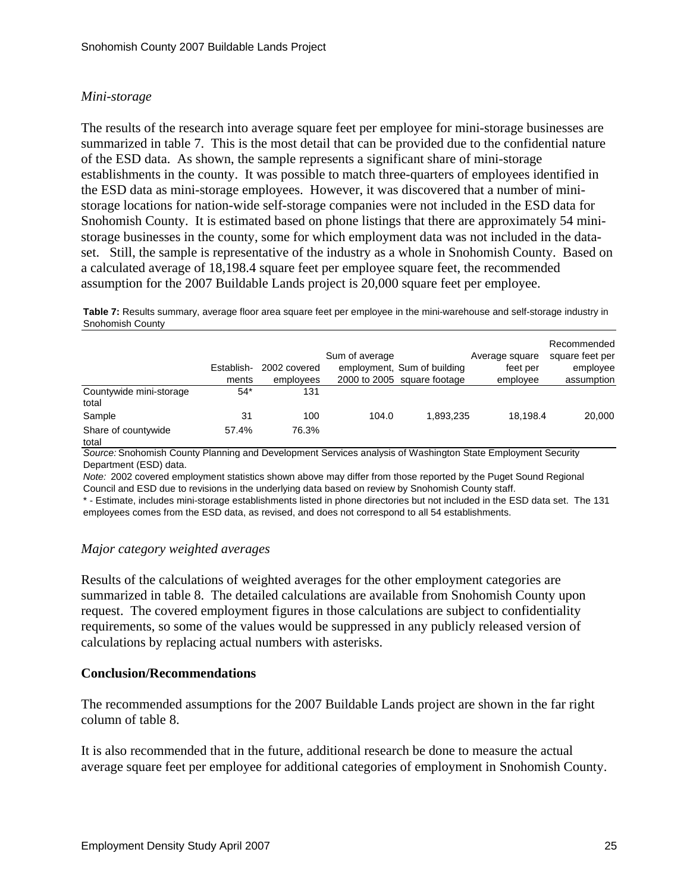*Mini-storage*

The results of the research into average square feet per employee for mini-storage businesses are summarized in table 7. This is the most detail that can be provided due to the confidential nature of the ESD data. As shown, the sample represents a significant share of mini-storage establishments in the county. It was possible to match three-quarters of employees identified in the ESD data as mini-storage employees. However, it was discovered that a number of mini-storage locations for nation-wide self-storage companies were not included in the ESD data for Snohomish County. It is estimated based on phone listings that there are approximately 54 mini-storage businesses in the county, some for which employment data was not included in the data-set. Still, the sample is representative of the industry as a whole in Snohomish County. Based on a calculated average of 18,198.4 square feet per employee square feet, the recommended assumption for the 2007 Buildable Lands project is 20,000 square feet per employee.

**Table 7:** Results summary, average floor area square feet per employee in the mini-warehouse and self-storage industry in Snohomish County

| | Establish-ments | 2002 covered employees | Sum of average employment, 2000 to 2005 | Sum of building square footage | Average square feet per employee | Recommended square feet per employee assumption |
|---|---|---|---|---|---|---|
| Countywide mini-storage total | 54* | 131 | | | | |
| Sample | 31 | 100 | 104.0 | 1,893,235 | 18,198.4 | 20,000 |
| Share of countywide total | 57.4% | 76.3% | | | | |

*Source:* Snohomish County Planning and Development Services analysis of Washington State Employment Security Department (ESD) data.

*Note:* 2002 covered employment statistics shown above may differ from those reported by the Puget Sound Regional Council and ESD due to revisions in the underlying data based on review by Snohomish County staff.

* - Estimate, includes mini-storage establishments listed in phone directories but not included in the ESD data set. The 131 employees comes from the ESD data, as revised, and does not correspond to all 54 establishments.

*Major category weighted averages*

Results of the calculations of weighted averages for the other employment categories are summarized in table 8. The detailed calculations are available from Snohomish County upon request. The covered employment figures in those calculations are subject to confidentiality requirements, so some of the values would be suppressed in any publicly released version of calculations by replacing actual numbers with asterisks.

**Conclusion/Recommendations**

The recommended assumptions for the 2007 Buildable Lands project are shown in the far right column of table 8.

It is also recommended that in the future, additional research be done to measure the actual average square feet per employee for additional categories of employment in Snohomish County.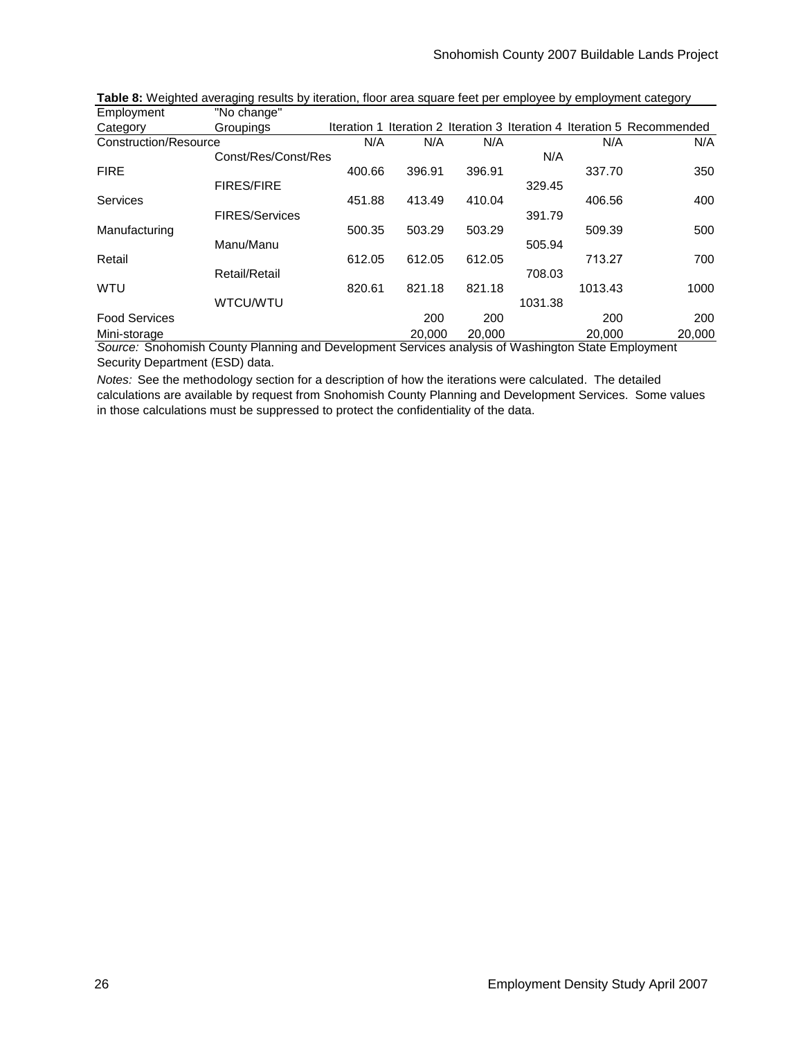**Table 8:** Weighted averaging results by iteration, floor area square feet per employee by employment category

| Employment Category | "No change" Groupings | Iteration 1 | Iteration 2 | Iteration 3 | Iteration 4 | Iteration 5 | Recommended |
|---|---|---|---|---|---|---|---|
| Construction/Resource | | N/A | N/A | N/A | | N/A | N/A |
| | Const/Res/Const/Res | | | | N/A | | |
| FIRE | | 400.66 | 396.91 | 396.91 | | 337.70 | 350 |
| | FIRES/FIRE | | | | 329.45 | | |
| Services | | 451.88 | 413.49 | 410.04 | | 406.56 | 400 |
| | FIRES/Services | | | | 391.79 | | |
| Manufacturing | | 500.35 | 503.29 | 503.29 | | 509.39 | 500 |
| | Manu/Manu | | | | 505.94 | | |
| Retail | | 612.05 | 612.05 | 612.05 | | 713.27 | 700 |
| | Retail/Retail | | | | 708.03 | | |
| WTU | | 820.61 | 821.18 | 821.18 | | 1013.43 | 1000 |
| | WTCU/WTU | | | | 1031.38 | | |
| Food Services | | | 200 | 200 | | 200 | 200 |
| Mini-storage | | | 20,000 | 20,000 | | 20,000 | 20,000 |

*Source:* Snohomish County Planning and Development Services analysis of Washington State Employment Security Department (ESD) data.

*Notes:* See the methodology section for a description of how the iterations were calculated. The detailed calculations are available by request from Snohomish County Planning and Development Services. Some values in those calculations must be suppressed to protect the confidentiality of the data.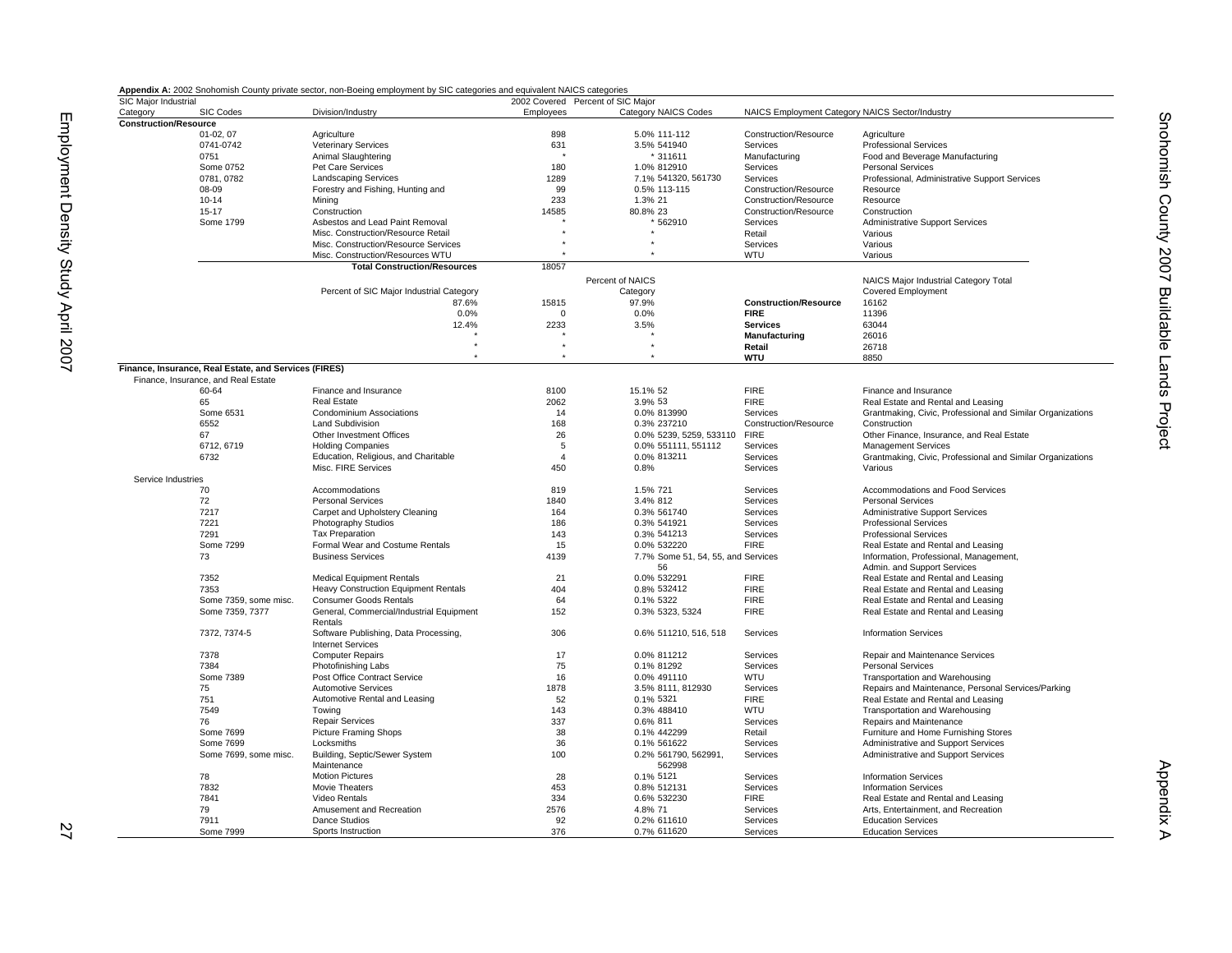**Appendix A:** 2002 Snohomish County private sector, non-Boeing employment by SIC categories and equivalent NAICS categories

| SIC Major Industrial Category | SIC Codes | Division/Industry | 2002 Covered Employees | Percent of SIC Major Category | NAICS Codes | NAICS Employment Category | NAICS Sector/Industry |
|---|---|---|---|---|---|---|---|
| **Construction/Resource** | | | | | | | |
| | 01-02, 07 | Agriculture | 898 | 5.0% | 111-112 | Construction/Resource | Agriculture |
| | 0741-0742 | Veterinary Services | 631 | 3.5% | 541940 | Services | Professional Services |
| | 0751 | Animal Slaughtering | * | * | 311611 | Manufacturing | Food and Beverage Manufacturing |
| | Some 0752 | Pet Care Services | 180 | 1.0% | 812910 | Services | Personal Services |
| | 0781, 0782 | Landscaping Services | 1289 | 7.1% | 541320, 561730 | Services | Professional, Administrative Support Services |
| | 08-09 | Forestry and Fishing, Hunting and | 99 | 0.5% | 113-115 | Construction/Resource | Resource |
| | 10-14 | Mining | 233 | 1.3% | 21 | Construction/Resource | Resource |
| | 15-17 | Construction | 14585 | 80.8% | 23 | Construction/Resource | Construction |
| | Some 1799 | Asbestos and Lead Paint Removal | * | * | 562910 | Services | Administrative Support Services |
| | | Misc. Construction/Resource Retail | * | * | | Retail | Various |
| | | Misc. Construction/Resource Services | * | * | | Services | Various |
| | | Misc. Construction/Resources WTU | * | * | | WTU | Various |
| | | **Total Construction/Resources** | 18057 | | | | |
| | | | | Percent of NAICS | | | NAICS Major Industrial Category Total |
| | | Percent of SIC Major Industrial Category | | Category | | | Covered Employment |
| | | 87.6% | 15815 | 97.9% | | **Construction/Resource** | 16162 |
| | | 0.0% | 0 | 0.0% | | **FIRE** | 11396 |
| | | 12.4% | 2233 | 3.5% | | **Services** | 63044 |
| | | * | * | * | | **Manufacturing** | 26016 |
| | | * | * | * | | **Retail** | 26718 |
| | | * | * | * | | **WTU** | 8850 |
| **Finance, Insurance, Real Estate, and Services (FIRES)** | | | | | | | |
| Finance, Insurance, and Real Estate | | | | | | | |
| | 60-64 | Finance and Insurance | 8100 | 15.1% | 52 | FIRE | Finance and Insurance |
| | 65 | Real Estate | 2062 | 3.9% | 53 | FIRE | Real Estate and Rental and Leasing |
| | Some 6531 | Condominium Associations | 14 | 0.0% | 813990 | Services | Grantmaking, Civic, Professional and Similar Organizations |
| | 6552 | Land Subdivision | 168 | 0.3% | 237210 | Construction/Resource | Construction |
| | 67 | Other Investment Offices | 26 | 0.0% | 5239, 5259, 533110 | FIRE | Other Finance, Insurance, and Real Estate |
| | 6712, 6719 | Holding Companies | 5 | 0.0% | 551111, 551112 | Services | Management Services |
| | 6732 | Education, Religious, and Charitable | 4 | 0.0% | 813211 | Services | Grantmaking, Civic, Professional and Similar Organizations |
| | | Misc. FIRE Services | 450 | 0.8% | | Services | Various |
| Service Industries | | | | | | | |
| | 70 | Accommodations | 819 | 1.5% | 721 | Services | Accommodations and Food Services |
| | 72 | Personal Services | 1840 | 3.4% | 812 | Services | Personal Services |
| | 7217 | Carpet and Upholstery Cleaning | 164 | 0.3% | 561740 | Services | Administrative Support Services |
| | 7221 | Photography Studios | 186 | 0.3% | 541921 | Services | Professional Services |
| | 7291 | Tax Preparation | 143 | 0.3% | 541213 | Services | Professional Services |
| | Some 7299 | Formal Wear and Costume Rentals | 15 | 0.0% | 532220 | FIRE | Real Estate and Rental and Leasing |
| | 73 | Business Services | 4139 | 7.7% | Some 51, 54, 55, and 56 | Services | Information, Professional, Management, Admin. and Support Services |
| | 7352 | Medical Equipment Rentals | 21 | 0.0% | 532291 | FIRE | Real Estate and Rental and Leasing |
| | 7353 | Heavy Construction Equipment Rentals | 404 | 0.8% | 532412 | FIRE | Real Estate and Rental and Leasing |
| | Some 7359, some misc. | Consumer Goods Rentals | 64 | 0.1% | 5322 | FIRE | Real Estate and Rental and Leasing |
| | Some 7359, 7377 | General, Commercial/Industrial Equipment Rentals | 152 | 0.3% | 5323, 5324 | FIRE | Real Estate and Rental and Leasing |
| | 7372, 7374-5 | Software Publishing, Data Processing, Internet Services | 306 | 0.6% | 511210, 516, 518 | Services | Information Services |
| | 7378 | Computer Repairs | 17 | 0.0% | 811212 | Services | Repair and Maintenance Services |
| | 7384 | Photofinishing Labs | 75 | 0.1% | 81292 | Services | Personal Services |
| | Some 7389 | Post Office Contract Service | 16 | 0.0% | 491110 | WTU | Transportation and Warehousing |
| | 75 | Automotive Services | 1878 | 3.5% | 8111, 812930 | Services | Repairs and Maintenance, Personal Services/Parking |
| | 751 | Automotive Rental and Leasing | 52 | 0.1% | 5321 | FIRE | Real Estate and Rental and Leasing |
| | 7549 | Towing | 143 | 0.3% | 488410 | WTU | Transportation and Warehousing |
| | 76 | Repair Services | 337 | 0.6% | 811 | Services | Repairs and Maintenance |
| | Some 7699 | Picture Framing Shops | 38 | 0.1% | 442299 | Retail | Furniture and Home Furnishing Stores |
| | Some 7699 | Locksmiths | 36 | 0.1% | 561622 | Services | Administrative and Support Services |
| | Some 7699, some misc. | Building, Septic/Sewer System Maintenance | 100 | 0.2% | 561790, 562991, 562998 | Services | Administrative and Support Services |
| | 78 | Motion Pictures | 28 | 0.1% | 5121 | Services | Information Services |
| | 7832 | Movie Theaters | 453 | 0.8% | 512131 | Services | Information Services |
| | 7841 | Video Rentals | 334 | 0.6% | 532230 | FIRE | Real Estate and Rental and Leasing |
| | 79 | Amusement and Recreation | 2576 | 4.8% | 71 | Services | Arts, Entertainment, and Recreation |
| | 7911 | Dance Studios | 92 | 0.2% | 611610 | Services | Education Services |
| | Some 7999 | Sports Instruction | 376 | 0.7% | 611620 | Services | Education Services |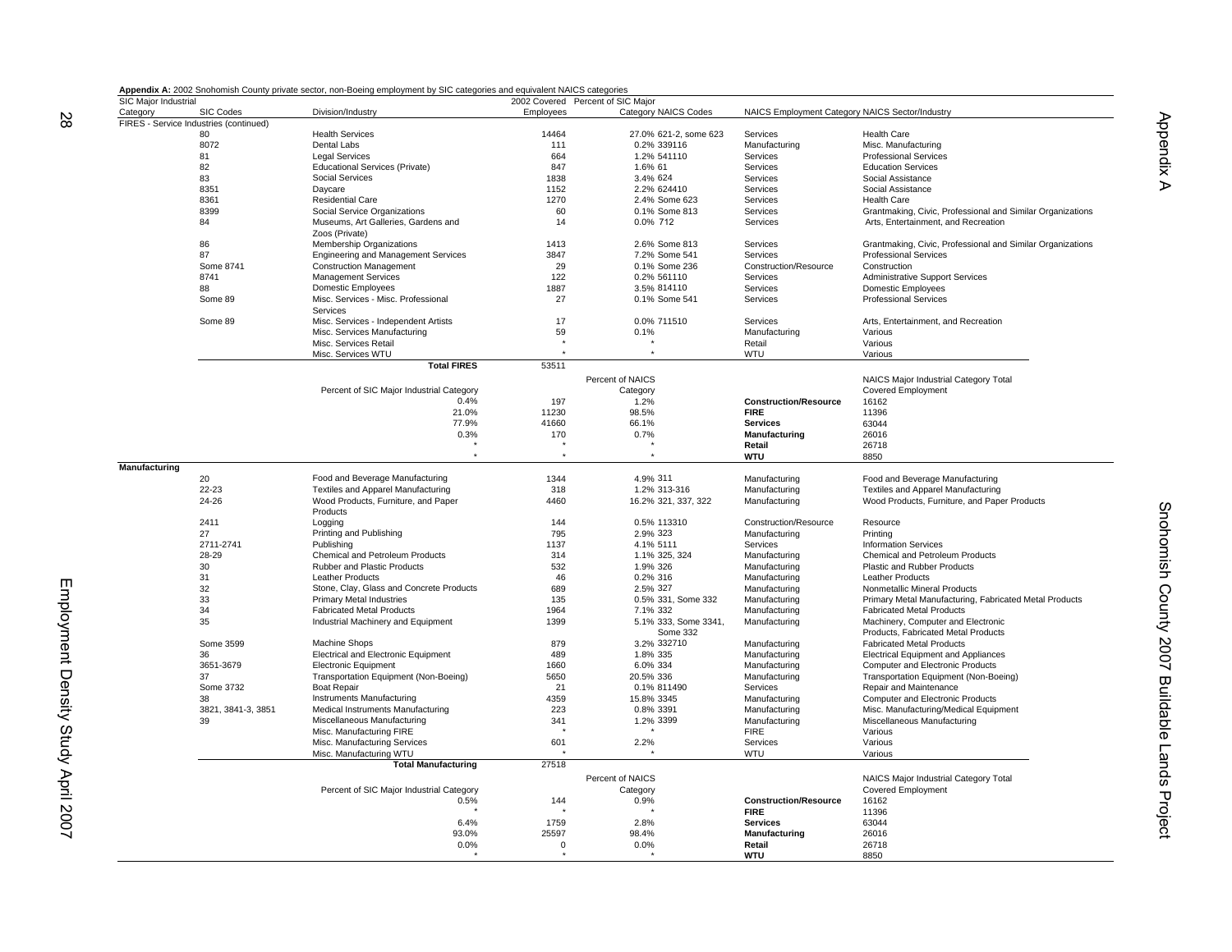**Appendix A:** 2002 Snohomish County private sector, non-Boeing employment by SIC categories and equivalent NAICS categories

| SIC Major Industrial Category | SIC Codes | Division/Industry | 2002 Covered Employees | Percent of SIC Major Category | NAICS Codes | NAICS Employment Category | NAICS Sector/Industry |
|---|---|---|---|---|---|---|---|
| FIRES - Service Industries (continued) | | | | | | | |
| | 80 | Health Services | 14464 | 27.0% | 621-2, some 623 | Services | Health Care |
| | 8072 | Dental Labs | 111 | 0.2% | 339116 | Manufacturing | Misc. Manufacturing |
| | 81 | Legal Services | 664 | 1.2% | 541110 | Services | Professional Services |
| | 82 | Educational Services (Private) | 847 | 1.6% | 61 | Services | Education Services |
| | 83 | Social Services | 1838 | 3.4% | 624 | Services | Social Assistance |
| | 8351 | Daycare | 1152 | 2.2% | 624410 | Services | Social Assistance |
| | 8361 | Residential Care | 1270 | 2.4% | Some 623 | Services | Health Care |
| | 8399 | Social Service Organizations | 60 | 0.1% | Some 813 | Services | Grantmaking, Civic, Professional and Similar Organizations |
| | 84 | Museums, Art Galleries, Gardens and Zoos (Private) | 14 | 0.0% | 712 | Services | Arts, Entertainment, and Recreation |
| | 86 | Membership Organizations | 1413 | 2.6% | Some 813 | Services | Grantmaking, Civic, Professional and Similar Organizations |
| | 87 | Engineering and Management Services | 3847 | 7.2% | Some 541 | Services | Professional Services |
| | Some 8741 | Construction Management | 29 | 0.1% | Some 236 | Construction/Resource | Construction |
| | 8741 | Management Services | 122 | 0.2% | 561110 | Services | Administrative Support Services |
| | 88 | Domestic Employees | 1887 | 3.5% | 814110 | Services | Domestic Employees |
| | Some 89 | Misc. Services - Misc. Professional Services | 27 | 0.1% | Some 541 | Services | Professional Services |
| | Some 89 | Misc. Services - Independent Artists | 17 | 0.0% | 711510 | Services | Arts, Entertainment, and Recreation |
| | | Misc. Services Manufacturing | 59 | 0.1% | | Manufacturing | Various |
| | | Misc. Services Retail | * | * | | Retail | Various |
| | | Misc. Services WTU | * | * | | WTU | Various |
| | | **Total FIRES** | 53511 | | | | |
| | | Percent of SIC Major Industrial Category | | Percent of NAICS Category | | | NAICS Major Industrial Category Total Covered Employment |
| | | 0.4% | 197 | 1.2% | | **Construction/Resource** | 16162 |
| | | 21.0% | 11230 | 98.5% | | **FIRE** | 11396 |
| | | 77.9% | 41660 | 66.1% | | **Services** | 63044 |
| | | 0.3% | 170 | 0.7% | | **Manufacturing** | 26016 |
| | | * | * | * | | **Retail** | 26718 |
| | | * | * | * | | **WTU** | 8850 |
| **Manufacturing** | | | | | | | |
| | 20 | Food and Beverage Manufacturing | 1344 | 4.9% | 311 | Manufacturing | Food and Beverage Manufacturing |
| | 22-23 | Textiles and Apparel Manufacturing | 318 | 1.2% | 313-316 | Manufacturing | Textiles and Apparel Manufacturing |
| | 24-26 | Wood Products, Furniture, and Paper Products | 4460 | 16.2% | 321, 337, 322 | Manufacturing | Wood Products, Furniture, and Paper Products |
| | 2411 | Logging | 144 | 0.5% | 113310 | Construction/Resource | Resource |
| | 27 | Printing and Publishing | 795 | 2.9% | 323 | Manufacturing | Printing |
| | 2711-2741 | Publishing | 1137 | 4.1% | 5111 | Services | Information Services |
| | 28-29 | Chemical and Petroleum Products | 314 | 1.1% | 325, 324 | Manufacturing | Chemical and Petroleum Products |
| | 30 | Rubber and Plastic Products | 532 | 1.9% | 326 | Manufacturing | Plastic and Rubber Products |
| | 31 | Leather Products | 46 | 0.2% | 316 | Manufacturing | Leather Products |
| | 32 | Stone, Clay, Glass and Concrete Products | 689 | 2.5% | 327 | Manufacturing | Nonmetallic Mineral Products |
| | 33 | Primary Metal Industries | 135 | 0.5% | 331, Some 332 | Manufacturing | Primary Metal Manufacturing, Fabricated Metal Products |
| | 34 | Fabricated Metal Products | 1964 | 7.1% | 332 | Manufacturing | Fabricated Metal Products |
| | 35 | Industrial Machinery and Equipment | 1399 | 5.1% | 333, Some 3341, Some 332 | Manufacturing | Machinery, Computer and Electronic Products, Fabricated Metal Products |
| | Some 3599 | Machine Shops | 879 | 3.2% | 332710 | Manufacturing | Fabricated Metal Products |
| | 36 | Electrical and Electronic Equipment | 489 | 1.8% | 335 | Manufacturing | Electrical Equipment and Appliances |
| | 3651-3679 | Electronic Equipment | 1660 | 6.0% | 334 | Manufacturing | Computer and Electronic Products |
| | 37 | Transportation Equipment (Non-Boeing) | 5650 | 20.5% | 336 | Manufacturing | Transportation Equipment (Non-Boeing) |
| | Some 3732 | Boat Repair | 21 | 0.1% | 811490 | Services | Repair and Maintenance |
| | 38 | Instruments Manufacturing | 4359 | 15.8% | 3345 | Manufacturing | Computer and Electronic Products |
| | 3821, 3841-3, 3851 | Medical Instruments Manufacturing | 223 | 0.8% | 3391 | Manufacturing | Misc. Manufacturing/Medical Equipment |
| | 39 | Miscellaneous Manufacturing | 341 | 1.2% | 3399 | Manufacturing | Miscellaneous Manufacturing |
| | | Misc. Manufacturing FIRE | * | * | | FIRE | Various |
| | | Misc. Manufacturing Services | 601 | 2.2% | | Services | Various |
| | | Misc. Manufacturing WTU | * | * | | WTU | Various |
| | | **Total Manufacturing** | 27518 | | | | |
| | | Percent of SIC Major Industrial Category | | Percent of NAICS Category | | | NAICS Major Industrial Category Total Covered Employment |
| | | 0.5% | 144 | 0.9% | | **Construction/Resource** | 16162 |
| | | * | * | * | | **FIRE** | 11396 |
| | | 6.4% | 1759 | 2.8% | | **Services** | 63044 |
| | | 93.0% | 25597 | 98.4% | | **Manufacturing** | 26016 |
| | | 0.0% | 0 | 0.0% | | **Retail** | 26718 |
| | | * | * | * | | **WTU** | 8850 |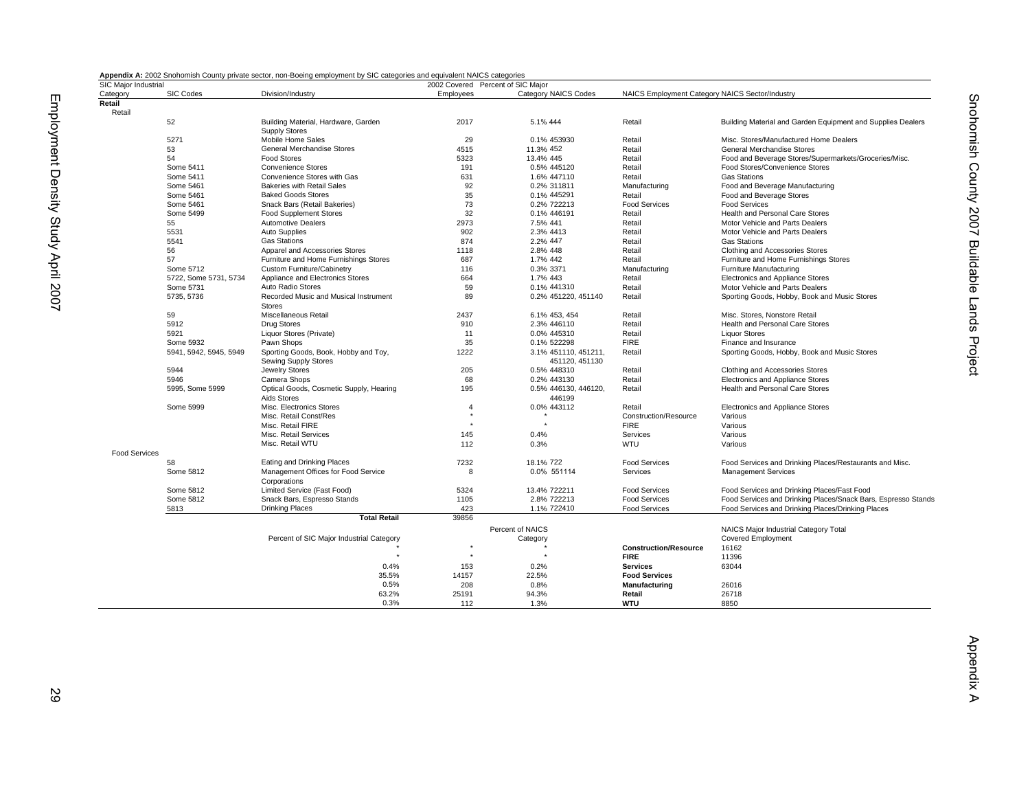**Appendix A:** 2002 Snohomish County private sector, non-Boeing employment by SIC categories and equivalent NAICS categories

| SIC Major Industrial Category | SIC Codes | Division/Industry | 2002 Covered Employees | Percent of SIC Major Category | NAICS Codes | NAICS Employment Category | NAICS Sector/Industry |
|---|---|---|---|---|---|---|---|
| **Retail** | | | | | | | |
| Retail | | | | | | | |
| | 52 | Building Material, Hardware, Garden Supply Stores | 2017 | 5.1% | 444 | Retail | Building Material and Garden Equipment and Supplies Dealers |
| | 5271 | Mobile Home Sales | 29 | 0.1% | 453930 | Retail | Misc. Stores/Manufactured Home Dealers |
| | 53 | General Merchandise Stores | 4515 | 11.3% | 452 | Retail | General Merchandise Stores |
| | 54 | Food Stores | 5323 | 13.4% | 445 | Retail | Food and Beverage Stores/Supermarkets/Groceries/Misc. |
| | Some 5411 | Convenience Stores | 191 | 0.5% | 445120 | Retail | Food Stores/Convenience Stores |
| | Some 5411 | Convenience Stores with Gas | 631 | 1.6% | 447110 | Retail | Gas Stations |
| | Some 5461 | Bakeries with Retail Sales | 92 | 0.2% | 311811 | Manufacturing | Food and Beverage Manufacturing |
| | Some 5461 | Baked Goods Stores | 35 | 0.1% | 445291 | Retail | Food and Beverage Stores |
| | Some 5461 | Snack Bars (Retail Bakeries) | 73 | 0.2% | 722213 | Food Services | Food Services |
| | Some 5499 | Food Supplement Stores | 32 | 0.1% | 446191 | Retail | Health and Personal Care Stores |
| | 55 | Automotive Dealers | 2973 | 7.5% | 441 | Retail | Motor Vehicle and Parts Dealers |
| | 5531 | Auto Supplies | 902 | 2.3% | 4413 | Retail | Motor Vehicle and Parts Dealers |
| | 5541 | Gas Stations | 874 | 2.2% | 447 | Retail | Gas Stations |
| | 56 | Apparel and Accessories Stores | 1118 | 2.8% | 448 | Retail | Clothing and Accessories Stores |
| | 57 | Furniture and Home Furnishings Stores | 687 | 1.7% | 442 | Retail | Furniture and Home Furnishings Stores |
| | Some 5712 | Custom Furniture/Cabinetry | 116 | 0.3% | 3371 | Manufacturing | Furniture Manufacturing |
| | 5722, Some 5731, 5734 | Appliance and Electronics Stores | 664 | 1.7% | 443 | Retail | Electronics and Appliance Stores |
| | Some 5731 | Auto Radio Stores | 59 | 0.1% | 441310 | Retail | Motor Vehicle and Parts Dealers |
| | 5735, 5736 | Recorded Music and Musical Instrument Stores | 89 | 0.2% | 451220, 451140 | Retail | Sporting Goods, Hobby, Book and Music Stores |
| | 59 | Miscellaneous Retail | 2437 | 6.1% | 453, 454 | Retail | Misc. Stores, Nonstore Retail |
| | 5912 | Drug Stores | 910 | 2.3% | 446110 | Retail | Health and Personal Care Stores |
| | 5921 | Liquor Stores (Private) | 11 | 0.0% | 445310 | Retail | Liquor Stores |
| | Some 5932 | Pawn Shops | 35 | 0.1% | 522298 | FIRE | Finance and Insurance |
| | 5941, 5942, 5945, 5949 | Sporting Goods, Book, Hobby and Toy, Sewing Supply Stores | 1222 | 3.1% | 451110, 451211, 451120, 451130 | Retail | Sporting Goods, Hobby, Book and Music Stores |
| | 5944 | Jewelry Stores | 205 | 0.5% | 448310 | Retail | Clothing and Accessories Stores |
| | 5946 | Camera Shops | 68 | 0.2% | 443130 | Retail | Electronics and Appliance Stores |
| | 5995, Some 5999 | Optical Goods, Cosmetic Supply, Hearing Aids Stores | 195 | 0.5% | 446130, 446120, 446199 | Retail | Health and Personal Care Stores |
| | Some 5999 | Misc. Electronics Stores | 4 | 0.0% | 443112 | Retail | Electronics and Appliance Stores |
| | | Misc. Retail Const/Res | * | * | | Construction/Resource | Various |
| | | Misc. Retail FIRE | * | * | | FIRE | Various |
| | | Misc. Retail Services | 145 | 0.4% | | Services | Various |
| | | Misc. Retail WTU | 112 | 0.3% | | WTU | Various |
| Food Services | | | | | | | |
| | 58 | Eating and Drinking Places | 7232 | 18.1% | 722 | Food Services | Food Services and Drinking Places/Restaurants and Misc. |
| | Some 5812 | Management Offices for Food Service Corporations | 8 | 0.0% | 551114 | Services | Management Services |
| | Some 5812 | Limited Service (Fast Food) | 5324 | 13.4% | 722211 | Food Services | Food Services and Drinking Places/Fast Food |
| | Some 5812 | Snack Bars, Espresso Stands | 1105 | 2.8% | 722213 | Food Services | Food Services and Drinking Places/Snack Bars, Espresso Stands |
| | 5813 | Drinking Places | 423 | 1.1% | 722410 | Food Services | Food Services and Drinking Places/Drinking Places |
| | | **Total Retail** | 39856 | | | | |

| Percent of SIC Major Industrial Category | Employees | Percent of NAICS Category | NAICS Category | NAICS Major Industrial Category Total Covered Employment |
|---|---|---|---|---|
| * | * | * | **Construction/Resource** | 16162 |
| * | * | * | **FIRE** | 11396 |
| 0.4% | 153 | 0.2% | **Services** | 63044 |
| 35.5% | 14157 | 22.5% | **Food Services** | |
| 0.5% | 208 | 0.8% | **Manufacturing** | 26016 |
| 63.2% | 25191 | 94.3% | **Retail** | 26718 |
| 0.3% | 112 | 1.3% | **WTU** | 8850 |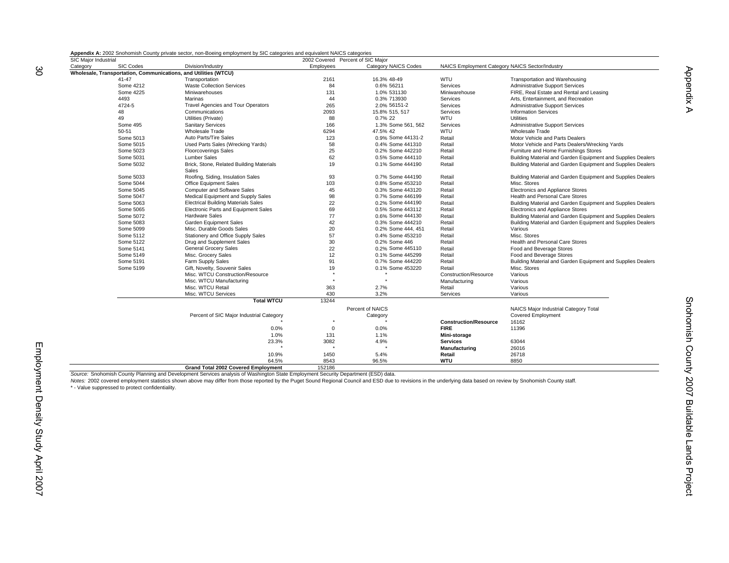**Appendix A:** 2002 Snohomish County private sector, non-Boeing employment by SIC categories and equivalent NAICS categories

| SIC Major Industrial Category | SIC Codes | Division/Industry | 2002 Covered Employees | Percent of SIC Major Category | NAICS Codes | NAICS Employment Category | NAICS Sector/Industry |
|---|---|---|---|---|---|---|---|
| **Wholesale, Transportation, Communications, and Utilities (WTCU)** | | | | | | | |
| | 41-47 | Transportation | 2161 | 16.3% | 48-49 | WTU | Transportation and Warehousing |
| | Some 4212 | Waste Collection Services | 84 | 0.6% | 56211 | Services | Administrative Support Services |
| | Some 4225 | Miniwarehouses | 131 | 1.0% | 531130 | Miniwarehouse | FIRE, Real Estate and Rental and Leasing |
| | 4493 | Marinas | 44 | 0.3% | 713930 | Services | Arts, Entertainment, and Recreation |
| | 4724-5 | Travel Agencies and Tour Operators | 265 | 2.0% | 56151-2 | Services | Administrative Support Services |
| | 48 | Communications | 2093 | 15.8% | 515, 517 | Services | Information Services |
| | 49 | Utilities (Private) | 88 | 0.7% | 22 | WTU | Utilities |
| | Some 495 | Sanitary Services | 166 | 1.3% | Some 561, 562 | Services | Administrative Support Services |
| | 50-51 | Wholesale Trade | 6294 | 47.5% | 42 | WTU | Wholesale Trade |
| | Some 5013 | Auto Parts/Tire Sales | 123 | 0.9% | Some 44131-2 | Retail | Motor Vehicle and Parts Dealers |
| | Some 5015 | Used Parts Sales (Wrecking Yards) | 58 | 0.4% | Some 441310 | Retail | Motor Vehicle and Parts Dealers/Wrecking Yards |
| | Some 5023 | Floorcoverings Sales | 25 | 0.2% | Some 442210 | Retail | Furniture and Home Furnishings Stores |
| | Some 5031 | Lumber Sales | 62 | 0.5% | Some 444110 | Retail | Building Material and Garden Equipment and Supplies Dealers |
| | Some 5032 | Brick, Stone, Related Building Materials Sales | 19 | 0.1% | Some 444190 | Retail | Building Material and Garden Equipment and Supplies Dealers |
| | Some 5033 | Roofing, Siding, Insulation Sales | 93 | 0.7% | Some 444190 | Retail | Building Material and Garden Equipment and Supplies Dealers |
| | Some 5044 | Office Equipment Sales | 103 | 0.8% | Some 453210 | Retail | Misc. Stores |
| | Some 5045 | Computer and Software Sales | 45 | 0.3% | Some 443120 | Retail | Electronics and Appliance Stores |
| | Some 5047 | Medical Equipment and Supply Sales | 98 | 0.7% | Some 446199 | Retail | Health and Personal Care Stores |
| | Some 5063 | Electrical Building Materials Sales | 22 | 0.2% | Some 444190 | Retail | Building Material and Garden Equipment and Supplies Dealers |
| | Some 5065 | Electronic Parts and Equipment Sales | 69 | 0.5% | Some 443112 | Retail | Electronics and Appliance Stores |
| | Some 5072 | Hardware Sales | 77 | 0.6% | Some 444130 | Retail | Building Material and Garden Equipment and Supplies Dealers |
| | Some 5083 | Garden Equipment Sales | 42 | 0.3% | Some 444210 | Retail | Building Material and Garden Equipment and Supplies Dealers |
| | Some 5099 | Misc. Durable Goods Sales | 20 | 0.2% | Some 444, 451 | Retail | Various |
| | Some 5112 | Stationery and Office Supply Sales | 57 | 0.4% | Some 453210 | Retail | Misc. Stores |
| | Some 5122 | Drug and Supplement Sales | 30 | 0.2% | Some 446 | Retail | Health and Personal Care Stores |
| | Some 5141 | General Grocery Sales | 22 | 0.2% | Some 445110 | Retail | Food and Beverage Stores |
| | Some 5149 | Misc. Grocery Sales | 12 | 0.1% | Some 445299 | Retail | Food and Beverage Stores |
| | Some 5191 | Farm Supply Sales | 91 | 0.7% | Some 444220 | Retail | Building Material and Garden Equipment and Supplies Dealers |
| | Some 5199 | Gift, Novelty, Souvenir Sales | 19 | 0.1% | Some 453220 | Retail | Misc. Stores |
| | | Misc. WTCU Construction/Resource | * | * | | Construction/Resource | Various |
| | | Misc. WTCU Manufacturing | * | * | | Manufacturing | Various |
| | | Misc. WTCU Retail | 363 | 2.7% | | Retail | Various |
| | | Misc. WTCU Services | 430 | 3.2% | | Services | Various |
| | | **Total WTCU** | 13244 | | | | |

| Percent of SIC Major Industrial Category | | Percent of NAICS Category | | NAICS Major Industrial Category Total Covered Employment |
|---|---|---|---|---|
| * | * | * | **Construction/Resource** | 16162 |
| 0.0% | 0 | 0.0% | **FIRE** | 11396 |
| 1.0% | 131 | 1.1% | **Mini-storage** | |
| 23.3% | 3082 | 4.9% | **Services** | 63044 |
| * | * | * | **Manufacturing** | 26016 |
| 10.9% | 1450 | 5.4% | **Retail** | 26718 |
| 64.5% | 8543 | 96.5% | **WTU** | 8850 |
| **Grand Total 2002 Covered Employment** | 152186 | | | |

*Source:* Snohomish County Planning and Development Services analysis of Washington State Employment Security Department (ESD) data.

*Notes:* 2002 covered employment statistics shown above may differ from those reported by the Puget Sound Regional Council and ESD due to revisions in the underlying data based on review by Snohomish County staff.

* - Value suppressed to protect confidentiality.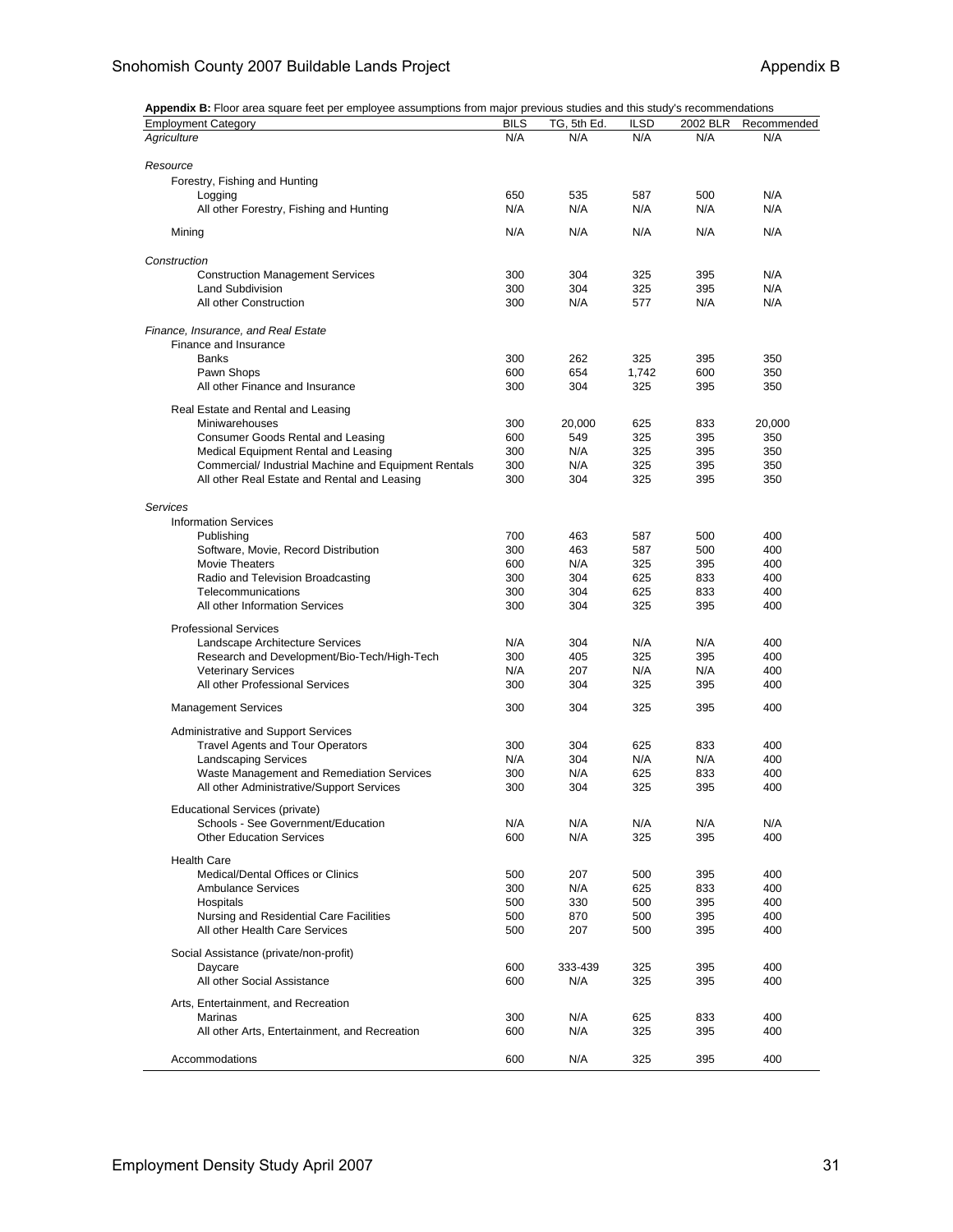**Appendix B:** Floor area square feet per employee assumptions from major previous studies and this study's recommendations

| Employment Category | BILS | TG, 5th Ed. | ILSD | 2002 BLR | Recommended |
|---|---|---|---|---|---|
| *Agriculture* | N/A | N/A | N/A | N/A | N/A |
| *Resource* | | | | | |
| Forestry, Fishing and Hunting | | | | | |
| Logging | 650 | 535 | 587 | 500 | N/A |
| All other Forestry, Fishing and Hunting | N/A | N/A | N/A | N/A | N/A |
| Mining | N/A | N/A | N/A | N/A | N/A |
| *Construction* | | | | | |
| Construction Management Services | 300 | 304 | 325 | 395 | N/A |
| Land Subdivision | 300 | 304 | 325 | 395 | N/A |
| All other Construction | 300 | N/A | 577 | N/A | N/A |
| *Finance, Insurance, and Real Estate* | | | | | |
| Finance and Insurance | | | | | |
| Banks | 300 | 262 | 325 | 395 | 350 |
| Pawn Shops | 600 | 654 | 1,742 | 600 | 350 |
| All other Finance and Insurance | 300 | 304 | 325 | 395 | 350 |
| Real Estate and Rental and Leasing | | | | | |
| Miniwarehouses | 300 | 20,000 | 625 | 833 | 20,000 |
| Consumer Goods Rental and Leasing | 600 | 549 | 325 | 395 | 350 |
| Medical Equipment Rental and Leasing | 300 | N/A | 325 | 395 | 350 |
| Commercial/ Industrial Machine and Equipment Rentals | 300 | N/A | 325 | 395 | 350 |
| All other Real Estate and Rental and Leasing | 300 | 304 | 325 | 395 | 350 |
| *Services* | | | | | |
| Information Services | | | | | |
| Publishing | 700 | 463 | 587 | 500 | 400 |
| Software, Movie, Record Distribution | 300 | 463 | 587 | 500 | 400 |
| Movie Theaters | 600 | N/A | 325 | 395 | 400 |
| Radio and Television Broadcasting | 300 | 304 | 625 | 833 | 400 |
| Telecommunications | 300 | 304 | 625 | 833 | 400 |
| All other Information Services | 300 | 304 | 325 | 395 | 400 |
| Professional Services | | | | | |
| Landscape Architecture Services | N/A | 304 | N/A | N/A | 400 |
| Research and Development/Bio-Tech/High-Tech | 300 | 405 | 325 | 395 | 400 |
| Veterinary Services | N/A | 207 | N/A | N/A | 400 |
| All other Professional Services | 300 | 304 | 325 | 395 | 400 |
| Management Services | 300 | 304 | 325 | 395 | 400 |
| Administrative and Support Services | | | | | |
| Travel Agents and Tour Operators | 300 | 304 | 625 | 833 | 400 |
| Landscaping Services | N/A | 304 | N/A | N/A | 400 |
| Waste Management and Remediation Services | 300 | N/A | 625 | 833 | 400 |
| All other Administrative/Support Services | 300 | 304 | 325 | 395 | 400 |
| Educational Services (private) | | | | | |
| Schools - See Government/Education | N/A | N/A | N/A | N/A | N/A |
| Other Education Services | 600 | N/A | 325 | 395 | 400 |
| Health Care | | | | | |
| Medical/Dental Offices or Clinics | 500 | 207 | 500 | 395 | 400 |
| Ambulance Services | 300 | N/A | 625 | 833 | 400 |
| Hospitals | 500 | 330 | 500 | 395 | 400 |
| Nursing and Residential Care Facilities | 500 | 870 | 500 | 395 | 400 |
| All other Health Care Services | 500 | 207 | 500 | 395 | 400 |
| Social Assistance (private/non-profit) | | | | | |
| Daycare | 600 | 333-439 | 325 | 395 | 400 |
| All other Social Assistance | 600 | N/A | 325 | 395 | 400 |
| Arts, Entertainment, and Recreation | | | | | |
| Marinas | 300 | N/A | 625 | 833 | 400 |
| All other Arts, Entertainment, and Recreation | 600 | N/A | 325 | 395 | 400 |
| Accommodations | 600 | N/A | 325 | 395 | 400 |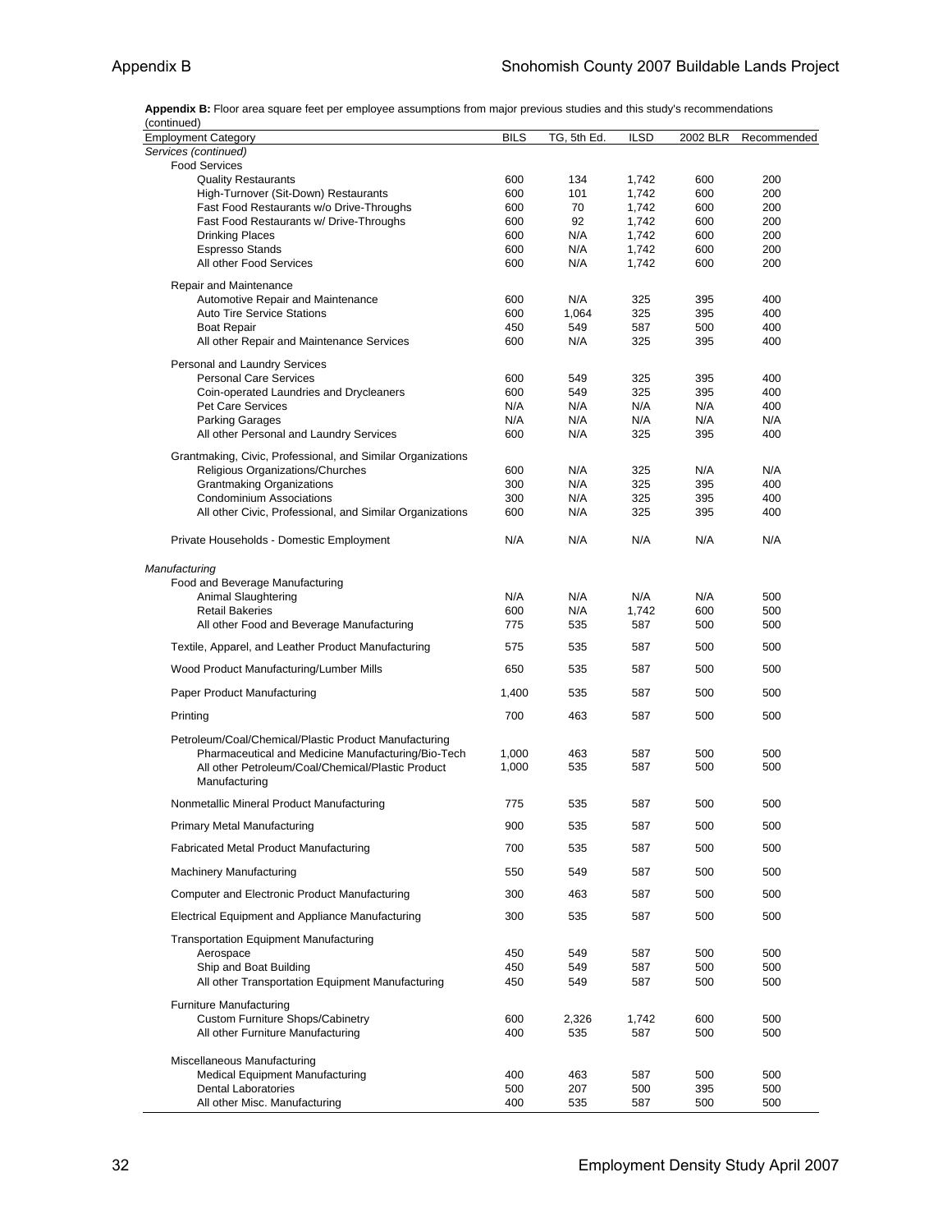**Appendix B:** Floor area square feet per employee assumptions from major previous studies and this study's recommendations (continued)

| Employment Category | BILS | TG, 5th Ed. | ILSD | 2002 BLR | Recommended |
|---|---|---|---|---|---|
| *Services (continued)* | | | | | |
| Food Services | | | | | |
| Quality Restaurants | 600 | 134 | 1,742 | 600 | 200 |
| High-Turnover (Sit-Down) Restaurants | 600 | 101 | 1,742 | 600 | 200 |
| Fast Food Restaurants w/o Drive-Throughs | 600 | 70 | 1,742 | 600 | 200 |
| Fast Food Restaurants w/ Drive-Throughs | 600 | 92 | 1,742 | 600 | 200 |
| Drinking Places | 600 | N/A | 1,742 | 600 | 200 |
| Espresso Stands | 600 | N/A | 1,742 | 600 | 200 |
| All other Food Services | 600 | N/A | 1,742 | 600 | 200 |
| Repair and Maintenance | | | | | |
| Automotive Repair and Maintenance | 600 | N/A | 325 | 395 | 400 |
| Auto Tire Service Stations | 600 | 1,064 | 325 | 395 | 400 |
| Boat Repair | 450 | 549 | 587 | 500 | 400 |
| All other Repair and Maintenance Services | 600 | N/A | 325 | 395 | 400 |
| Personal and Laundry Services | | | | | |
| Personal Care Services | 600 | 549 | 325 | 395 | 400 |
| Coin-operated Laundries and Drycleaners | 600 | 549 | 325 | 395 | 400 |
| Pet Care Services | N/A | N/A | N/A | N/A | 400 |
| Parking Garages | N/A | N/A | N/A | N/A | N/A |
| All other Personal and Laundry Services | 600 | N/A | 325 | 395 | 400 |
| Grantmaking, Civic, Professional, and Similar Organizations | | | | | |
| Religious Organizations/Churches | 600 | N/A | 325 | N/A | N/A |
| Grantmaking Organizations | 300 | N/A | 325 | 395 | 400 |
| Condominium Associations | 300 | N/A | 325 | 395 | 400 |
| All other Civic, Professional, and Similar Organizations | 600 | N/A | 325 | 395 | 400 |
| Private Households - Domestic Employment | N/A | N/A | N/A | N/A | N/A |
| *Manufacturing* | | | | | |
| Food and Beverage Manufacturing | | | | | |
| Animal Slaughtering | N/A | N/A | N/A | N/A | 500 |
| Retail Bakeries | 600 | N/A | 1,742 | 600 | 500 |
| All other Food and Beverage Manufacturing | 775 | 535 | 587 | 500 | 500 |
| Textile, Apparel, and Leather Product Manufacturing | 575 | 535 | 587 | 500 | 500 |
| Wood Product Manufacturing/Lumber Mills | 650 | 535 | 587 | 500 | 500 |
| Paper Product Manufacturing | 1,400 | 535 | 587 | 500 | 500 |
| Printing | 700 | 463 | 587 | 500 | 500 |
| Petroleum/Coal/Chemical/Plastic Product Manufacturing | | | | | |
| Pharmaceutical and Medicine Manufacturing/Bio-Tech | 1,000 | 463 | 587 | 500 | 500 |
| All other Petroleum/Coal/Chemical/Plastic Product Manufacturing | 1,000 | 535 | 587 | 500 | 500 |
| Nonmetallic Mineral Product Manufacturing | 775 | 535 | 587 | 500 | 500 |
| Primary Metal Manufacturing | 900 | 535 | 587 | 500 | 500 |
| Fabricated Metal Product Manufacturing | 700 | 535 | 587 | 500 | 500 |
| Machinery Manufacturing | 550 | 549 | 587 | 500 | 500 |
| Computer and Electronic Product Manufacturing | 300 | 463 | 587 | 500 | 500 |
| Electrical Equipment and Appliance Manufacturing | 300 | 535 | 587 | 500 | 500 |
| Transportation Equipment Manufacturing | | | | | |
| Aerospace | 450 | 549 | 587 | 500 | 500 |
| Ship and Boat Building | 450 | 549 | 587 | 500 | 500 |
| All other Transportation Equipment Manufacturing | 450 | 549 | 587 | 500 | 500 |
| Furniture Manufacturing | | | | | |
| Custom Furniture Shops/Cabinetry | 600 | 2,326 | 1,742 | 600 | 500 |
| All other Furniture Manufacturing | 400 | 535 | 587 | 500 | 500 |
| Miscellaneous Manufacturing | | | | | |
| Medical Equipment Manufacturing | 400 | 463 | 587 | 500 | 500 |
| Dental Laboratories | 500 | 207 | 500 | 395 | 500 |
| All other Misc. Manufacturing | 400 | 535 | 587 | 500 | 500 |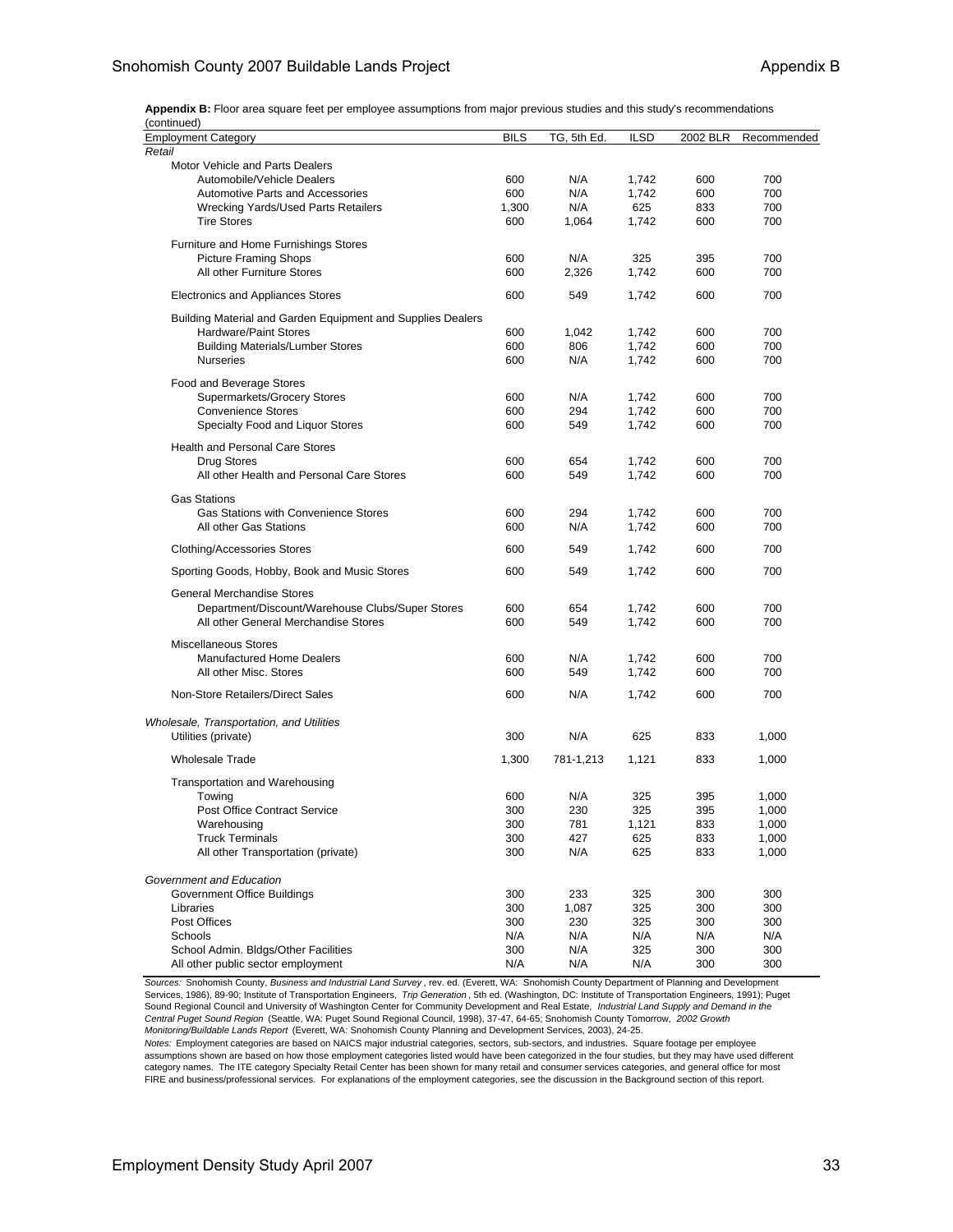**Appendix B:** Floor area square feet per employee assumptions from major previous studies and this study's recommendations (continued)

| Employment Category | BILS | TG, 5th Ed. | ILSD | 2002 BLR | Recommended |
|---|---|---|---|---|---|
| *Retail* | | | | | |
| Motor Vehicle and Parts Dealers | | | | | |
| Automobile/Vehicle Dealers | 600 | N/A | 1,742 | 600 | 700 |
| Automotive Parts and Accessories | 600 | N/A | 1,742 | 600 | 700 |
| Wrecking Yards/Used Parts Retailers | 1,300 | N/A | 625 | 833 | 700 |
| Tire Stores | 600 | 1,064 | 1,742 | 600 | 700 |
| Furniture and Home Furnishings Stores | | | | | |
| Picture Framing Shops | 600 | N/A | 325 | 395 | 700 |
| All other Furniture Stores | 600 | 2,326 | 1,742 | 600 | 700 |
| Electronics and Appliances Stores | 600 | 549 | 1,742 | 600 | 700 |
| Building Material and Garden Equipment and Supplies Dealers | | | | | |
| Hardware/Paint Stores | 600 | 1,042 | 1,742 | 600 | 700 |
| Building Materials/Lumber Stores | 600 | 806 | 1,742 | 600 | 700 |
| Nurseries | 600 | N/A | 1,742 | 600 | 700 |
| Food and Beverage Stores | | | | | |
| Supermarkets/Grocery Stores | 600 | N/A | 1,742 | 600 | 700 |
| Convenience Stores | 600 | 294 | 1,742 | 600 | 700 |
| Specialty Food and Liquor Stores | 600 | 549 | 1,742 | 600 | 700 |
| Health and Personal Care Stores | | | | | |
| Drug Stores | 600 | 654 | 1,742 | 600 | 700 |
| All other Health and Personal Care Stores | 600 | 549 | 1,742 | 600 | 700 |
| Gas Stations | | | | | |
| Gas Stations with Convenience Stores | 600 | 294 | 1,742 | 600 | 700 |
| All other Gas Stations | 600 | N/A | 1,742 | 600 | 700 |
| Clothing/Accessories Stores | 600 | 549 | 1,742 | 600 | 700 |
| Sporting Goods, Hobby, Book and Music Stores | 600 | 549 | 1,742 | 600 | 700 |
| General Merchandise Stores | | | | | |
| Department/Discount/Warehouse Clubs/Super Stores | 600 | 654 | 1,742 | 600 | 700 |
| All other General Merchandise Stores | 600 | 549 | 1,742 | 600 | 700 |
| Miscellaneous Stores | | | | | |
| Manufactured Home Dealers | 600 | N/A | 1,742 | 600 | 700 |
| All other Misc. Stores | 600 | 549 | 1,742 | 600 | 700 |
| Non-Store Retailers/Direct Sales | 600 | N/A | 1,742 | 600 | 700 |
| *Wholesale, Transportation, and Utilities* | | | | | |
| Utilities (private) | 300 | N/A | 625 | 833 | 1,000 |
| Wholesale Trade | 1,300 | 781-1,213 | 1,121 | 833 | 1,000 |
| Transportation and Warehousing | | | | | |
| Towing | 600 | N/A | 325 | 395 | 1,000 |
| Post Office Contract Service | 300 | 230 | 325 | 395 | 1,000 |
| Warehousing | 300 | 781 | 1,121 | 833 | 1,000 |
| Truck Terminals | 300 | 427 | 625 | 833 | 1,000 |
| All other Transportation (private) | 300 | N/A | 625 | 833 | 1,000 |
| *Government and Education* | | | | | |
| Government Office Buildings | 300 | 233 | 325 | 300 | 300 |
| Libraries | 300 | 1,087 | 325 | 300 | 300 |
| Post Offices | 300 | 230 | 325 | 300 | 300 |
| Schools | N/A | N/A | N/A | N/A | N/A |
| School Admin. Bldgs/Other Facilities | 300 | N/A | 325 | 300 | 300 |
| All other public sector employment | N/A | N/A | N/A | 300 | 300 |

*Sources:* Snohomish County, *Business and Industrial Land Survey*, rev. ed. (Everett, WA: Snohomish County Department of Planning and Development Services, 1986), 89-90; Institute of Transportation Engineers, *Trip Generation*, 5th ed. (Washington, DC: Institute of Transportation Engineers, 1991); Puget Sound Regional Council and University of Washington Center for Community Development and Real Estate, *Industrial Land Supply and Demand in the Central Puget Sound Region* (Seattle, WA: Puget Sound Regional Council, 1998), 37-47, 64-65; Snohomish County Tomorrow, *2002 Growth Monitoring/Buildable Lands Report* (Everett, WA: Snohomish County Planning and Development Services, 2003), 24-25.

*Notes:* Employment categories are based on NAICS major industrial categories, sectors, sub-sectors, and industries. Square footage per employee assumptions shown are based on how those employment categories listed would have been categorized in the four studies, but they may have used different category names. The ITE category Specialty Retail Center has been shown for many retail and consumer services categories, and general office for most FIRE and business/professional services. For explanations of the employment categories, see the discussion in the Background section of this report.